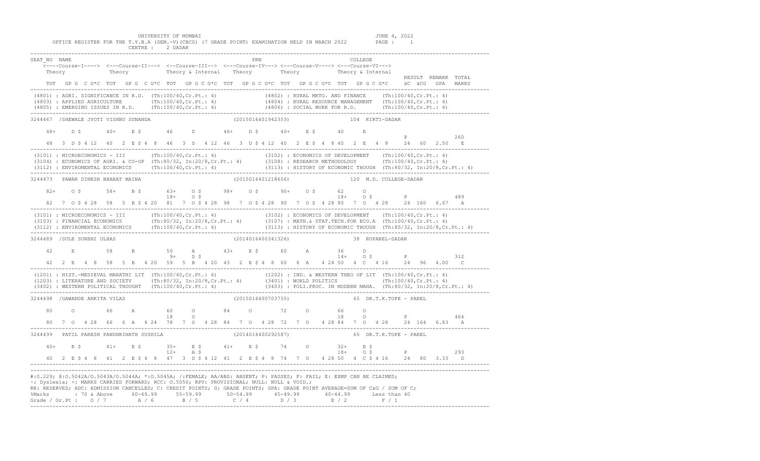UNIVERSITY OF MUMBAI

OFFICE REGISTER FOR THE T.Y.B.A (SEM.-V)(CBCS) (7 GRADE POINT) EXAMINATION HELD IN MARCH 2022

CENTRE : 2 DADAR

JUNE 4, 2022

```
SEAT_NO  NAME                                                          PRN                          COLLEGE
   <----Course-I----> <---Course-II---> <--Course-III--> <---Course-IV---> <---Course-V----> <---Course-VI--->
   Theory             Theory            Theory & Internal   Theory          Theory            Theory & Internal
                                                                                                                   RESULT  REMARK  TOTAL
   TOT  GP G  C G*C  TOT  GP G  C G*C  TOT  GP G C G*C  TOT  GP G C G*C  TOT  GP G C G*C  TOT  GP G C G*C      äC  äCG  GPA  MARKS
----------------------------------------------------------------------------------------------------------------------------------------
 (4801) : AGRI. SIGNIFICANCE IN R.D.  (Th:100/40,Cr.Pt.: 4)              (4802) : RURAL MKTG. AND FINANCE     (Th:100/40,Cr.Pt.: 4)
 (4803) : APPLIED AGRICULTURE         (Th:100/40,Cr.Pt.: 4)              (4804) : RURAL RESOURCE MANAGEMENT   (Th:100/40,Cr.Pt.: 4)
 (4805) : EMERGING ISSUES IN R.D.     (Th:100/40,Cr.Pt.: 4)              (4806) : SOCIAL WORK FOR R.D.        (Th:100/40,Cr.Pt.: 4)
----------------------------------------------------------------------------------------------------------------------------------------
3244467  /SHEWALE JYOTI VISHNU SUNANDA                         (2015016401942353)               104  KIRTI-DADAR

   48+    D $       40+    E $       46     D        46+    D $       40+    E $       40     E
                                                                                                                    P               260
   48  3  D $ 4 12  40  2  E $ 4  8  46  3  D  4 12  46  3  D $ 4 12  40  2  E $  4  8 40  2  E  4  8     24   60   2.50   E
----------------------------------------------------------------------------------------------------------------------------------------
 (3101) : MICROECONOMICS - III        (Th:100/40,Cr.Pt.: 4)              (3102) : ECONOMICS OF DEVELOPMENT    (Th:100/40,Cr.Pt.: 4)
 (3104) : ECONOMICS OF AGRI. & CO-OP  (Th:80/32, In:20/8,Cr.Pt.: 4)      (3108) : RESEARCH METHODOLOGY        (Th:100/40,Cr.Pt.: 4)
 (3112) : ENVIROMENTAL ECONOMICS      (Th:100/40,Cr.Pt.: 4)              (3113) : HISTORY OF ECONOMIC THOUGH  (Th:80/32, In:20/8,Cr.Pt.: 4)
----------------------------------------------------------------------------------------------------------------------------------------
3244473   PAWAR DINESH BHARAT MAINA                            (2015016401218656)               120  M.D. COLLEGE-DADAR

   82+    O $       58+    B $       63+    O $      98+    O $       90+    O $       62     O
                                     18+    O $                                         18+    O $          P               489
   82  7  O $ 4 28  58  5  B $ 4 20  81  7  O $ 4 28  98  7  O $ 4 28  90  7  O $ 4 28 80  7  O  4 28     24  160   6.67   A
----------------------------------------------------------------------------------------------------------------------------------------
 (3101) : MICROECONOMICS - III        (Th:100/40,Cr.Pt.: 4)              (3102) : ECONOMICS OF DEVELOPMENT    (Th:100/40,Cr.Pt.: 4)
 (3103) : FINANCIAL ECONOMICS         (Th:80/32, In:20/8,Cr.Pt.: 4)      (3107) : MATH.& STAT.TECH.FOR ECO.A  (Th:100/40,Cr.Pt.: 4)
 (3112) : ENVIROMENTAL ECONOMICS      (Th:100/40,Cr.Pt.: 4)              (3113) : HISTORY OF ECONOMIC THOUGH  (Th:80/32, In:20/8,Cr.Pt.: 4)
----------------------------------------------------------------------------------------------------------------------------------------
3244489  /SULE SURBHI ULHAS                                    (2014016400341326)               38  RUPAREL-DADAR

   42     E         58     B         50     A        43+    E $       60     A         36     D
                                      9+    D $                                         14+    O $          P               312
   42  2  E  4  8   58  5  B  4 20   59  5  B  4 20  43  2  E $ 4  8  60  6  A  4 24 50  4  C  4 16     24   96   4.00   C
----------------------------------------------------------------------------------------------------------------------------------------
 (1201) : HIST.-MEDIEVAL MARATHI LIT  (Th:100/40,Cr.Pt.: 4)              (1202) : IND. & WESTERN THEO OF LIT  (Th:100/40,Cr.Pt.: 4)
 (1203) : LITERATURE AND SOCIETY      (Th:80/32, In:20/8,Cr.Pt.: 4)      (3401) : WORLD POLITICS              (Th:100/40,Cr.Pt.: 4)
 (3402) : WESTERN POLITICAL THOUGHT   (Th:100/40,Cr.Pt.: 4)              (3403) : POLI.PROC. IN MODERN MAHA.  (Th:80/32, In:20/8,Cr.Pt.: 4)
----------------------------------------------------------------------------------------------------------------------------------------
3244498  /GAWANDE ANKITA VILAS                                 (2015016400703755)               65  DR.T.K.TOPE - PAREL

   80     O         66     A         60     O        84     O         72     O         66     O
                                     18     O                                           18     O            P               464
   80  7  O  4 28   66  6  A  4 24   78  7  O  4 28  84  7  O  4 28   72  7  O  4 28 84  7  O  4 28     24  164   6.83   A
----------------------------------------------------------------------------------------------------------------------------------------
3244499   PATIL PARESH PANDHRINATH SUSHILA                     (2014016400292587)               65  DR.T.K.TOPE - PAREL

   40+    E $       41+    E $       35+    E $      41+    E $       74     O         32+    E $
                                     12+    A $                                         18+    O $          P               293
   40  2  E $ 4  8  41  2  E $ 4  8  47  3  D $ 4 12  41  2  E $ 4  8  74  7  O  4 28 50  4  C $ 4 16     24   80   3.33   D
----------------------------------------------------------------------------------------------------------------------------------------
```

#:O.229; @:O.5042A/O.5043A/O.5044A; *:O.5045A; /:FEMALE; AA/ABS: ABSENT; P: PASSES; F: FAIL; E: EXMP CAN BE CLAIMED;
~: Dyslexia; +: MARKS CARRIED FORWARD; RCC: O.5050; RPV: PROVISIONAL; NULL: NULL & VOID.;
RR: RESERVED; ADC: ADMISSION CANCELLED; C: CREDIT POINTS; G: GRADE POINTS; GPA: GRADE POINT AVERAGE=SUM OF CxG / SUM OF C;

| %Marks | : 70 & Above | 60-69.99 | 55-59.99 | 50-54.99 | 45-49.99 | 40-44.99 | Less than 40 |
|---|---|---|---|---|---|---|---|
| Grade / Gr.Pt : | O / 7 | A / 6 | B / 5 | C / 4 | D / 3 | E / 2 | F / 1 |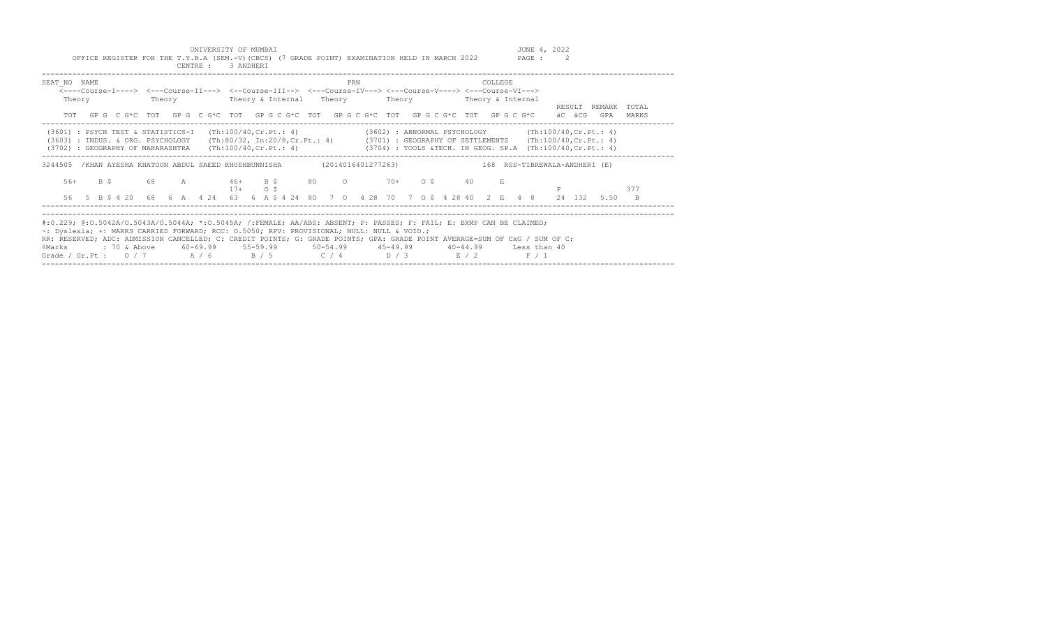UNIVERSITY OF MUMBAI

OFFICE REGISTER FOR THE T.Y.B.A (SEM.-V)(CBCS) (7 GRADE POINT) EXAMINATION HELD IN MARCH 2022

JUNE 4, 2022

CENTRE : 3 ANDHERI

```
SEAT_NO  NAME                                                  PRN                            COLLEGE
    <----Course-I----> <---Course-II---> <--Course-III--> <---Course-IV---> <---Course-V----> <---Course-VI--->
    Theory             Theory            Theory & Internal  Theory           Theory            Theory & Internal
                                                                                                                     RESULT  REMARK  TOTAL
    TOT  GP G  C G*C  TOT  GP G  C G*C  TOT  GP G C G*C  TOT  GP G C G*C  TOT  GP G C G*C  TOT  GP G C G*C      äC  äCG   GPA   MARKS
```

```
(3601) : PSYCH TEST & STATISTICS-I   (Th:100/40,Cr.Pt.: 4)               (3602) : ABNORMAL PSYCHOLOGY         (Th:100/40,Cr.Pt.: 4)
(3603) : INDUS. & ORG. PSYCHOLOGY    (Th:80/32, In:20/8,Cr.Pt.: 4)       (3701) : GEOGRAPHY OF SETTLEMENTS    (Th:100/40,Cr.Pt.: 4)
(3702) : GEOGRAPHY OF MAHARASHTRA    (Th:100/40,Cr.Pt.: 4)               (3704) : TOOLS &TECH. IN GEOG. SP.A  (Th:100/40,Cr.Pt.: 4)
```

```
3244505  /KHAN AYESHA KHATOON ABDUL SAEED KHUSHBUNNISHA        (2014016401277263)                168  RSS-TIBREWALA-ANDHERI (E)

    56+    B $       68     A         46+    B $      80     O        70+    O $      40     E
                                      17+    O $                                                                  P                  377
    56   5  B $ 4 20   68   6  A   4 24   63   6  A $ 4 24  80   7  O   4 28  70   7  O $  4 28 40   2  E   4  8     24  132   5.50    B
```

#:0.229; @:O.5042A/O.5043A/O.5044A; *:O.5045A; /:FEMALE; AA/ABS: ABSENT; P: PASSES; F: FAIL; E: EXMP CAN BE CLAIMED;
~: Dyslexia; +: MARKS CARRIED FORWARD; RCC: O.5050; RPV: PROVISIONAL; NULL: NULL & VOID.;
RR: RESERVED; ADC: ADMISSION CANCELLED; C: CREDIT POINTS; G: GRADE POINTS; GPA: GRADE POINT AVERAGE=SUM OF CxG / SUM OF C;

| %Marks | : 70 & Above | 60-69.99 | 55-59.99 | 50-54.99 | 45-49.99 | 40-44.99 | Less than 40 |
|---|---|---|---|---|---|---|---|
| Grade / Gr.Pt : | O / 7 | A / 6 | B / 5 | C / 4 | D / 3 | E / 2 | F / 1 |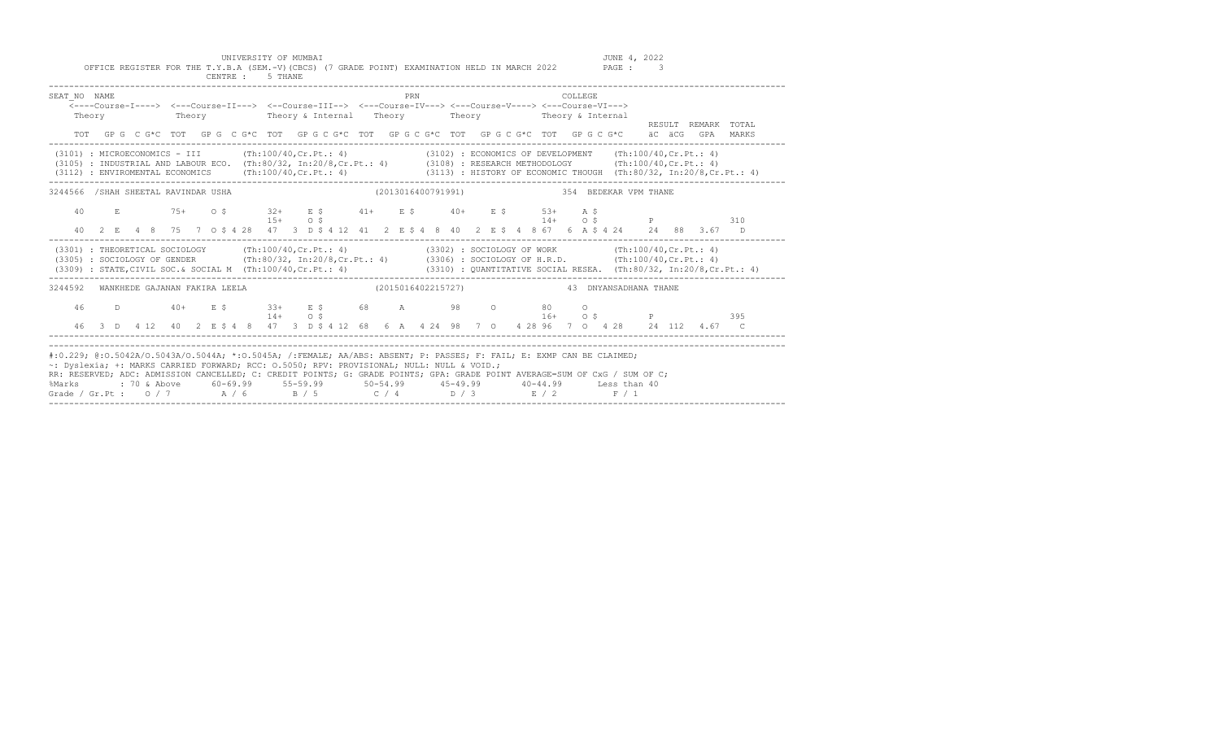UNIVERSITY OF MUMBAI

OFFICE REGISTER FOR THE T.Y.B.A (SEM.-V)(CBCS) (7 GRADE POINT) EXAMINATION HELD IN MARCH 2022

CENTRE : 5 THANE

JUNE 4, 2022

```
SEAT_NO  NAME                                                     PRN                                  COLLEGE
    <----Course-I----> <---Course-II---> <--Course-III--> <---Course-IV---> <---Course-V----> <---Course-VI--->
    Theory             Theory            Theory & Internal  Theory          Theory            Theory & Internal
                                                                                                                        RESULT  REMARK  TOTAL
    TOT  GP G  C G*C  TOT  GP G  C G*C  TOT  GP G C G*C  TOT  GP G C G*C  TOT  GP G C G*C  TOT  GP G C G*C    äC  äCG   GPA   MARKS
```

```
(3101) : MICROECONOMICS - III        (Th:100/40,Cr.Pt.: 4)                (3102) : ECONOMICS OF DEVELOPMENT    (Th:100/40,Cr.Pt.: 4)
(3105) : INDUSTRIAL AND LABOUR ECO.  (Th:80/32, In:20/8,Cr.Pt.: 4)        (3108) : RESEARCH METHODOLOGY        (Th:100/40,Cr.Pt.: 4)
(3112) : ENVIROMENTAL ECONOMICS      (Th:100/40,Cr.Pt.: 4)                (3113) : HISTORY OF ECONOMIC THOUGH  (Th:80/32, In:20/8,Cr.Pt.: 4)
```

```
3244566 /SHAH SHEETAL RAVINDAR USHA                          (2013016400791991)                  354  BEDEKAR VPM THANE

    40      E         75+    O $       32+    E $      41+    E $      40+    E $      53+    A $
                                       15+    O $                                       14+    O $         P                 310
    40  2  E  4  8   75  7  O $ 4 28   47  3  D $ 4 12  41  2  E $ 4  8  40  2  E $  4  8 67  6  A $ 4 24    24   88  3.67   D
```

```
(3301) : THEORETICAL SOCIOLOGY       (Th:100/40,Cr.Pt.: 4)                (3302) : SOCIOLOGY OF WORK           (Th:100/40,Cr.Pt.: 4)
(3305) : SOCIOLOGY OF GENDER         (Th:80/32, In:20/8,Cr.Pt.: 4)        (3306) : SOCIOLOGY OF H.R.D.         (Th:100/40,Cr.Pt.: 4)
(3309) : STATE,CIVIL SOC.& SOCIAL M  (Th:100/40,Cr.Pt.: 4)                (3310) : QUANTITATIVE SOCIAL RESEA.  (Th:80/32, In:20/8,Cr.Pt.: 4)
```

```
3244592  WANKHEDE GAJANAN FAKIRA LEELA                       (2015016402215727)                  43  DNYANSADHANA THANE

    46      D         40+    E $       33+    E $      68     A        98     O        80     O
                                       14+    O $                                       16+    O $         P                 395
    46  3  D  4 12   40  2  E $ 4  8   47  3  D $ 4 12  68  6  A  4 24  98  7  O  4 28 96  7  O  4 28    24  112  4.67   C
```

#:O.229; @:O.5042A/O.5043A/O.5044A; *:O.5045A; /:FEMALE; AA/ABS: ABSENT; P: PASSES; F: FAIL; E: EXMP CAN BE CLAIMED;
~: Dyslexia; +: MARKS CARRIED FORWARD; RCC: O.5050; RPV: PROVISIONAL; NULL: NULL & VOID.;
RR: RESERVED; ADC: ADMISSION CANCELLED; C: CREDIT POINTS; G: GRADE POINTS; GPA: GRADE POINT AVERAGE=SUM OF CxG / SUM OF C;

| %Marks | : 70 & Above | 60-69.99 | 55-59.99 | 50-54.99 | 45-49.99 | 40-44.99 | Less than 40 |
|---|---|---|---|---|---|---|---|
| Grade / Gr.Pt : | O / 7 | A / 6 | B / 5 | C / 4 | D / 3 | E / 2 | F / 1 |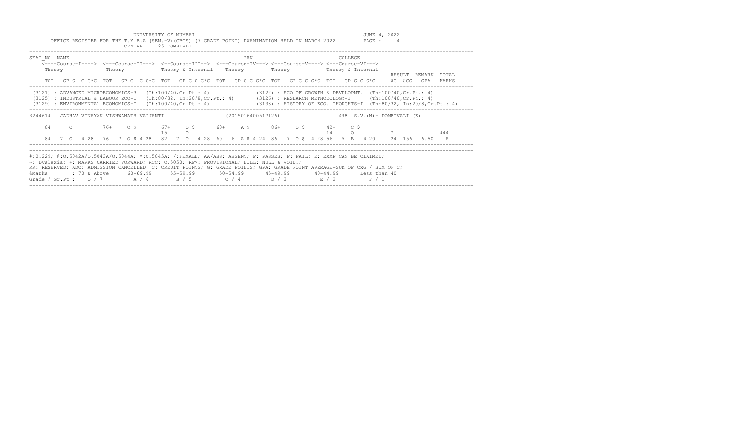UNIVERSITY OF MUMBAI

OFFICE REGISTER FOR THE T.Y.B.A (SEM.-V)(CBCS) (7 GRADE POINT) EXAMINATION HELD IN MARCH 2022

JUNE 4, 2022

CENTRE : 25 DOMBIVLI

```
SEAT_NO  NAME                                                PRN                         COLLEGE
    <----Course-I----> <---Course-II---> <--Course-III--> <---Course-IV---> <---Course-V----> <---Course-VI--->
     Theory             Theory           Theory & Internal   Theory          Theory           Theory & Internal
                                                                                                                      RESULT  REMARK  TOTAL
     TOT   GP G  C G*C  TOT   GP G  C G*C  TOT   GP G C G*C  TOT   GP G C G*C  TOT   GP G C G*C  TOT   GP G C G*C    äC  äCG   GPA    MARKS
```

(3121) : ADVANCED MICROECONOMICS-3 (Th:100/40,Cr.Pt.: 4)
(3122) : ECO.OF GROWTH & DEVELOPMT. (Th:100/40,Cr.Pt.: 4)
(3125) : INDUSTRIAL & LABOUR ECO-I (Th:80/32, In:20/8,Cr.Pt.: 4)
(3126) : RESEARCH METHODOLOGY-I (Th:100/40,Cr.Pt.: 4)
(3129) : ENVIRONMENTAL ECONOMICS-I (Th:100/40,Cr.Pt.: 4)
(3133) : HISTORY OF ECO. THOUGHTS-I (Th:80/32, In:20/8,Cr.Pt.: 4)

```
3244614   JADHAV VINAYAK VISHWANATH VAIJANTI          (2015016400517126)        498 S.V.(N)- DOMBIVALI (E)

    84    O       76+   O $     67+   O $     60+   A $     86+   O $     42+   C $
                                15    O                                     14    O              P                444
    84  7 O  4 28  76  7 O $ 4 28  82  7 O  4 28  60  6 A $ 4 24  86  7 O $ 4 28  56  5 B  4 20   24  156  6.50   A
```

#:O.229; @:O.5042A/O.5043A/O.5044A; *:O.5045A; /:FEMALE; AA/ABS: ABSENT; P: PASSES; F: FAIL; E: EXMP CAN BE CLAIMED;
~: Dyslexia; +: MARKS CARRIED FORWARD; RCC: O.5050; RPV: PROVISIONAL; NULL: NULL & VOID.;
RR: RESERVED; ADC: ADMISSION CANCELLED; C: CREDIT POINTS; G: GRADE POINTS; GPA: GRADE POINT AVERAGE=SUM OF CxG / SUM OF C;

| %Marks | : 70 & Above | 60-69.99 | 55-59.99 | 50-54.99 | 45-49.99 | 40-44.99 | Less than 40 |
|---|---|---|---|---|---|---|---|
| Grade / Gr.Pt : | O / 7 | A / 6 | B / 5 | C / 4 | D / 3 | E / 2 | F / 1 |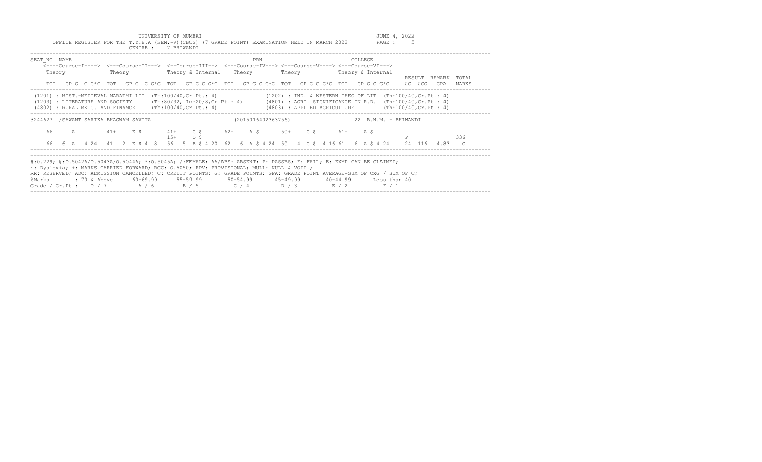UNIVERSITY OF MUMBAI

OFFICE REGISTER FOR THE T.Y.B.A (SEM.-V)(CBCS) (7 GRADE POINT) EXAMINATION HELD IN MARCH 2022

JUNE 4, 2022

CENTRE : 7 BHIWANDI

```
SEAT_NO  NAME                                                    PRN                              COLLEGE
    <----Course-I----> <---Course-II---> <--Course-III--> <---Course-IV---> <---Course-V----> <---Course-VI--->
    Theory             Theory            Theory & Internal   Theory          Theory           Theory & Internal
                                                                                                                  RESULT  REMARK  TOTAL
    TOT  GP G  C G*C  TOT  GP G  C G*C  TOT  GP G C G*C  TOT  GP G C G*C  TOT  GP G C G*C  TOT  GP G C G*C    äC  äCG   GPA   MARKS
```

```
(1201) : HIST.-MEDIEVAL MARATHI LIT  (Th:100/40,Cr.Pt.: 4)              (1202) : IND. & WESTERN THEO OF LIT  (Th:100/40,Cr.Pt.: 4)
(1203) : LITERATURE AND SOCIETY      (Th:80/32, In:20/8,Cr.Pt.: 4)      (4801) : AGRI. SIGNIFICANCE IN R.D.  (Th:100/40,Cr.Pt.: 4)
(4802) : RURAL MKTG. AND FINANCE     (Th:100/40,Cr.Pt.: 4)              (4803) : APPLIED AGRICULTURE         (Th:100/40,Cr.Pt.: 4)
```

```
3244627  /SAWANT SARIKA BHAGWAN SAVITA                       (2015016402363756)                  22  B.N.N. - BHIWANDI

    66      A         41+    E $       41+    C $      62+    A $      50+    C $      61+    A $
                                       15+    O $                                                               P               336
    66  6  A  4 24   41  2  E $ 4  8   56  5  B $ 4 20  62  6  A $ 4 24  50  4  C $ 4 16 61  6  A $ 4 24    24  116   4.83   C
```

#:O.229; @:O.5042A/O.5043A/O.5044A; *:O.5045A; /:FEMALE; AA/ABS: ABSENT; P: PASSES; F: FAIL; E: EXMP CAN BE CLAIMED;
~: Dyslexia; +: MARKS CARRIED FORWARD; RCC: O.5050; RPV: PROVISIONAL; NULL: NULL & VOID.;
RR: RESERVED; ADC: ADMISSION CANCELLED; C: CREDIT POINTS; G: GRADE POINTS; GPA: GRADE POINT AVERAGE=SUM OF CxG / SUM OF C;

| %Marks | : 70 & Above | 60-69.99 | 55-59.99 | 50-54.99 | 45-49.99 | 40-44.99 | Less than 40 |
|---|---|---|---|---|---|---|---|
| Grade / Gr.Pt : | O / 7 | A / 6 | B / 5 | C / 4 | D / 3 | E / 2 | F / 1 |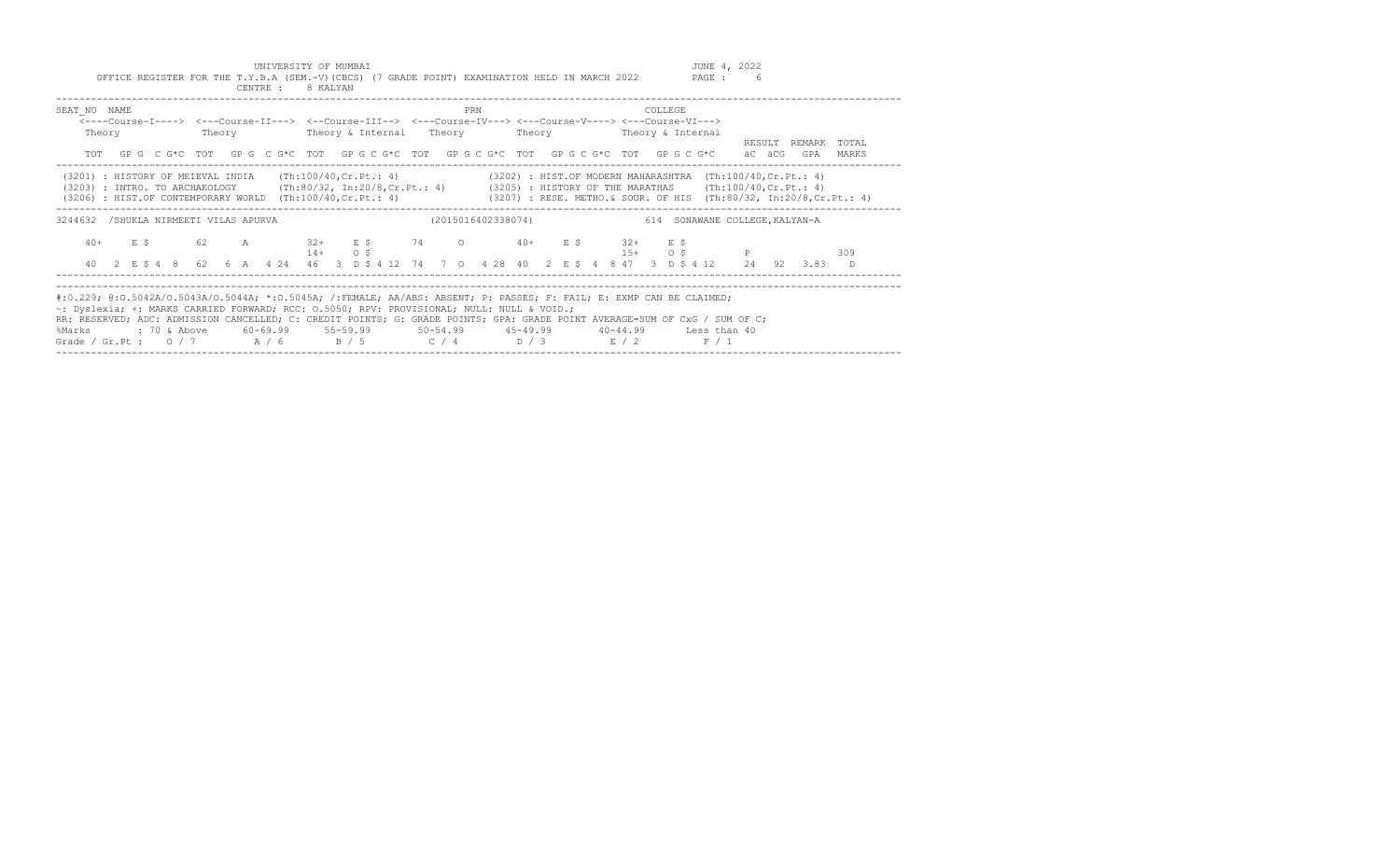UNIVERSITY OF MUMBAI

OFFICE REGISTER FOR THE T.Y.B.A (SEM.-V)(CBCS) (7 GRADE POINT) EXAMINATION HELD IN MARCH 2022

CENTRE : 8 KALYAN

JUNE 4, 2022

```
SEAT_NO  NAME                                                    PRN                                COLLEGE
    <----Course-I----> <---Course-II---> <--Course-III--> <---Course-IV---> <---Course-V----> <---Course-VI--->
     Theory             Theory           Theory & Internal   Theory          Theory            Theory & Internal
                                                                                                                      RESULT  REMARK  TOTAL
     TOT   GP G  C G*C  TOT   GP G  C G*C  TOT   GP G C G*C  TOT   GP G C G*C  TOT   GP G C G*C  TOT   GP G C G*C     äC  äCG   GPA   MARKS
```

(3201) : HISTORY OF MEIEVAL INDIA (Th:100/40,Cr.Pt.: 4)
(3202) : HIST.OF MODERN MAHARASHTRA (Th:100/40,Cr.Pt.: 4)
(3203) : INTRO. TO ARCHAEOLOGY (Th:80/32, In:20/8,Cr.Pt.: 4)
(3205) : HISTORY OF THE MARATHAS (Th:100/40,Cr.Pt.: 4)
(3206) : HIST.OF CONTEMPORARY WORLD (Th:100/40,Cr.Pt.: 4)
(3207) : RESE. METHO.& SOUR. OF HIS (Th:80/32, In:20/8,Cr.Pt.: 4)

```
3244632  /SHUKLA NIRMEETI VILAS APURVA                          (2015016402338074)                 614  SONAWANE COLLEGE,KALYAN-A

    40+    E $       62      A          32+    E $       74      O         40+    E $        32+    E $
                                        14+    O $                                           15+    O $           P                 309
    40  2 E $ 4  8   62  6 A  4 24   46  3 D $ 4 12   74  7 O  4 28   40  2 E $  4  8 47   3 D $ 4 12     24   92  3.83   D
```

#:0.229; @:O.5042A/O.5043A/O.5044A; *:O.5045A; /:FEMALE; AA/ABS: ABSENT; P: PASSES; F: FAIL; E: EXMP CAN BE CLAIMED;
~: Dyslexia; +: MARKS CARRIED FORWARD; RCC: O.5050; RPV: PROVISIONAL; NULL: NULL & VOID.;
RR: RESERVED; ADC: ADMISSION CANCELLED; C: CREDIT POINTS; G: GRADE POINTS; GPA: GRADE POINT AVERAGE=SUM OF CxG / SUM OF C;

| %Marks | : 70 & Above | 60-69.99 | 55-59.99 | 50-54.99 | 45-49.99 | 40-44.99 | Less than 40 |
|---|---|---|---|---|---|---|---|
| Grade / Gr.Pt : | O / 7 | A / 6 | B / 5 | C / 4 | D / 3 | E / 2 | F / 1 |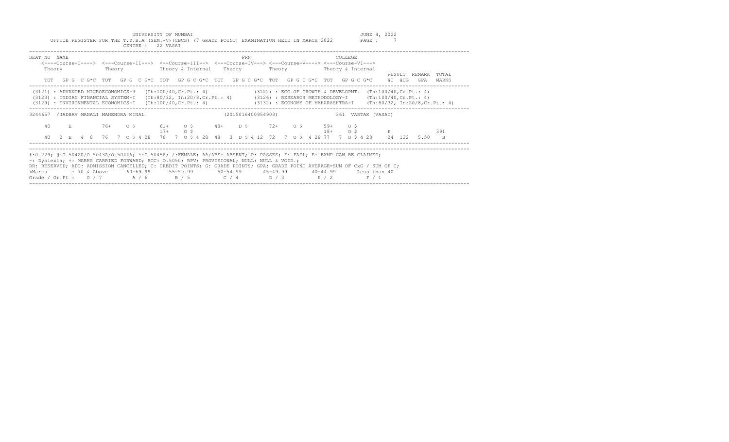UNIVERSITY OF MUMBAI

OFFICE REGISTER FOR THE T.Y.B.A (SEM.-V)(CBCS) (7 GRADE POINT) EXAMINATION HELD IN MARCH 2022

JUNE 4, 2022

CENTRE : 22 VASAI

```
SEAT_NO  NAME                                                  PRN                         COLLEGE
    <----Course-I----> <---Course-II---> <--Course-III--> <---Course-IV---> <---Course-V----> <---Course-VI--->
     Theory             Theory           Theory & Internal   Theory          Theory            Theory & Internal
                                                                                                                    RESULT  REMARK  TOTAL
     TOT   GP G  C G*C  TOT   GP G  C G*C  TOT   GP G C G*C  TOT   GP G C G*C  TOT   GP G C G*C  TOT   GP G C G*C   äC  äCG   GPA   MARKS
```

(3121) : ADVANCED MICROECONOMICS-3 (Th:100/40,Cr.Pt.: 4)
(3122) : ECO.OF GROWTH & DEVELOPMT. (Th:100/40,Cr.Pt.: 4)
(3123) : INDIAN FINANCIAL SYSTEM-I (Th:80/32, In:20/8,Cr.Pt.: 4)
(3126) : RESEARCH METHODOLOGY-I (Th:100/40,Cr.Pt.: 4)
(3129) : ENVIRONMENTAL ECONOMICS-I (Th:100/40,Cr.Pt.: 4)
(3132) : ECONOMY OF MAHARASHTRA-I (Th:80/32, In:20/8,Cr.Pt.: 4)

```
3244657  /JADHAV MANALI MAHENDRA MINAL                     (2015016400954903)                  361  VARTAK (VASAI)

     40       E          76+     O $       61+     O $       48+     D $       72+     O $       59+     O $
                                           17+     O $                                         18+     O $         P                  391
     40   2  E   4  8    76   7  O $ 4 28  78   7  O $ 4 28  48   3  D $ 4 12  72   7  O $  4 28 77   7  O $ 4 28    24  132   5.50   B
```

#:O.229; @:O.5042A/O.5043A/O.5044A; *:O.5045A; /:FEMALE; AA/ABS: ABSENT; P: PASSES; F: FAIL; E: EXMP CAN BE CLAIMED;
~: Dyslexia; +: MARKS CARRIED FORWARD; RCC: O.5050; RPV: PROVISIONAL; NULL: NULL & VOID.;
RR: RESERVED; ADC: ADMISSION CANCELLED; C: CREDIT POINTS; G: GRADE POINTS; GPA: GRADE POINT AVERAGE=SUM OF CxG / SUM OF C;

| %Marks | : 70 & Above | 60-69.99 | 55-59.99 | 50-54.99 | 45-49.99 | 40-44.99 | Less than 40 |
|---|---|---|---|---|---|---|---|
| Grade / Gr.Pt : | O / 7 | A / 6 | B / 5 | C / 4 | D / 3 | E / 2 | F / 1 |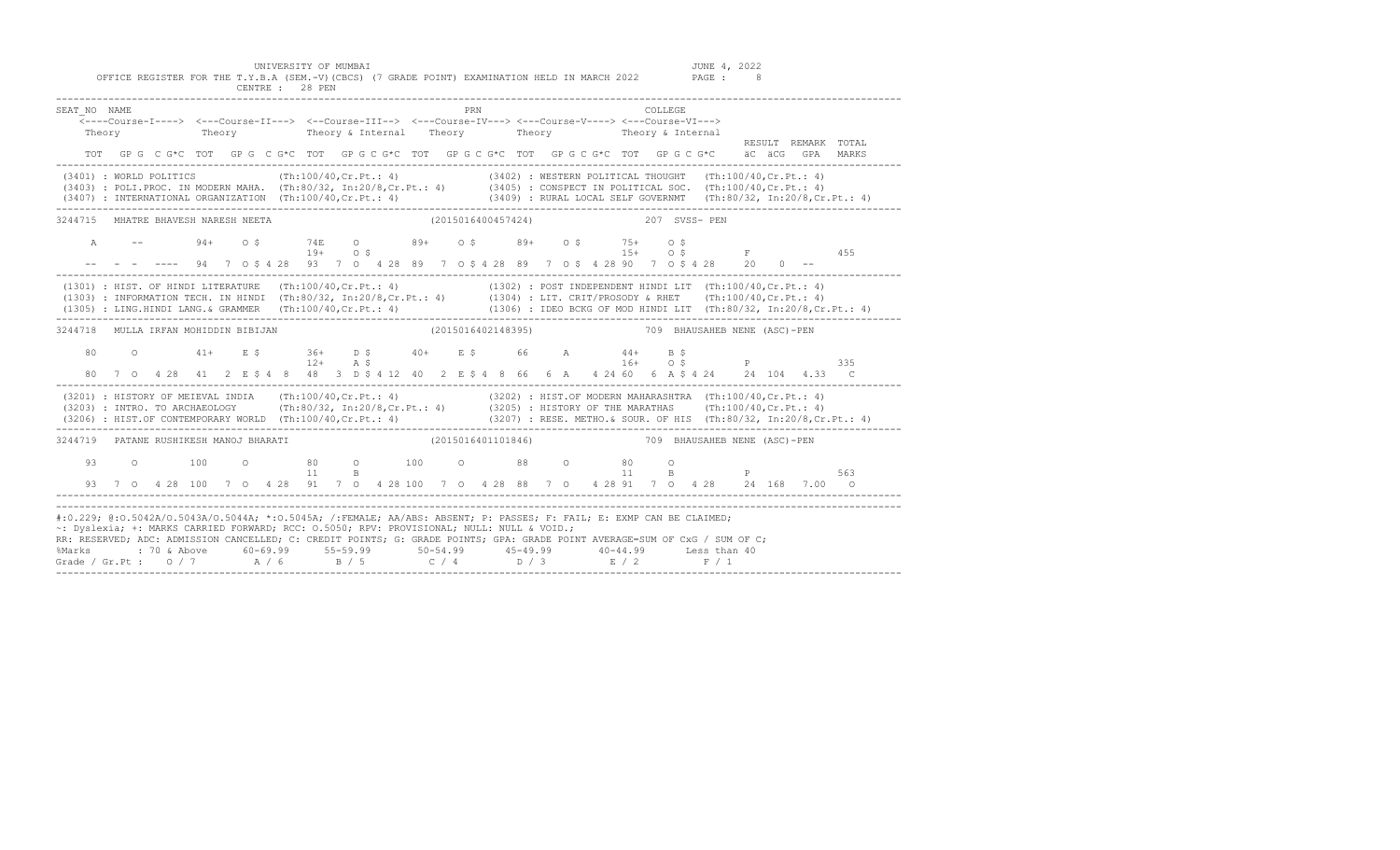UNIVERSITY OF MUMBAI — JUNE 4, 2022

OFFICE REGISTER FOR THE T.Y.B.A (SEM.-V)(CBCS) (7 GRADE POINT) EXAMINATION HELD IN MARCH 2022 — PAGE : 8

CENTRE : 28 PEN

```
SEAT_NO  NAME                                                      PRN                                   COLLEGE
    <----Course-I----> <---Course-II---> <--Course-III--> <---Course-IV---> <---Course-V----> <---Course-VI--->
    Theory            Theory             Theory & Internal   Theory         Theory            Theory & Internal
                                                                                                                   RESULT  REMARK  TOTAL
    TOT  GP G  C G*C  TOT  GP G  C G*C  TOT  GP G C G*C  TOT  GP G C G*C  TOT  GP G C G*C  TOT  GP G C G*C     äC  äCG  GPA  MARKS
```

(3401) : WORLD POLITICS (Th:100/40,Cr.Pt.: 4) (3402) : WESTERN POLITICAL THOUGHT (Th:100/40,Cr.Pt.: 4)
(3403) : POLI.PROC. IN MODERN MAHA. (Th:80/32, In:20/8,Cr.Pt.: 4) (3405) : CONSPECT IN POLITICAL SOC. (Th:100/40,Cr.Pt.: 4)
(3407) : INTERNATIONAL ORGANIZATION (Th:100/40,Cr.Pt.: 4) (3409) : RURAL LOCAL SELF GOVERNMT (Th:80/32, In:20/8,Cr.Pt.: 4)

```
3244715  MHATRE BHAVESH NARESH NEETA                    (2015016400457424)             207  SVSS- PEN

    A     --       94+    O $      74E    O       89+    O $      89+    O $      75+    O $
                                   19+    O $                                      15+    O $          F              455
    --  -  -  ----  94  7  O $ 4 28  93  7  O  4 28  89  7  O $ 4 28  89  7  O $ 4 28  90  7  O $ 4 28    20   0  --
```

(1301) : HIST. OF HINDI LITERATURE (Th:100/40,Cr.Pt.: 4) (1302) : POST INDEPENDENT HINDI LIT (Th:100/40,Cr.Pt.: 4)
(1303) : INFORMATION TECH. IN HINDI (Th:80/32, In:20/8,Cr.Pt.: 4) (1304) : LIT. CRIT/PROSODY & RHET (Th:100/40,Cr.Pt.: 4)
(1305) : LING.HINDI LANG.& GRAMMER (Th:100/40,Cr.Pt.: 4) (1306) : IDEO BCKG OF MOD HINDI LIT (Th:80/32, In:20/8,Cr.Pt.: 4)

```
3244718  MULLA IRFAN MOHIDDIN BIBIJAN                   (2015016402148395)             709  BHAUSAHEB NENE (ASC)-PEN

    80     O       41+    E $      36+    D $     40+    E $      66     A        44+    B $
                                   12+    A $                                      16+    O $          P              335
    80  7  O  4 28  41  2  E $ 4  8  48  3  D $ 4 12  40  2  E $ 4  8  66  6  A  4 24  60  6  A $ 4 24    24  104  4.33  C
```

(3201) : HISTORY OF MEIEVAL INDIA (Th:100/40,Cr.Pt.: 4) (3202) : HIST.OF MODERN MAHARASHTRA (Th:100/40,Cr.Pt.: 4)
(3203) : INTRO. TO ARCHAEOLOGY (Th:80/32, In:20/8,Cr.Pt.: 4) (3205) : HISTORY OF THE MARATHAS (Th:100/40,Cr.Pt.: 4)
(3206) : HIST.OF CONTEMPORARY WORLD (Th:100/40,Cr.Pt.: 4) (3207) : RESE. METHO.& SOUR. OF HIS (Th:80/32, In:20/8,Cr.Pt.: 4)

```
3244719  PATANE RUSHIKESH MANOJ BHARATI                 (2015016401101846)             709  BHAUSAHEB NENE (ASC)-PEN

    93     O       100    O        80     O       100    O        88     O        80     O
                                   11     B                                        11     B            P              563
    93  7  O  4 28  100  7  O  4 28  91  7  O  4 28  100  7  O  4 28  88  7  O  4 28  91  7  O  4 28    24  168  7.00  O
```

#:O.229; @:O.5042A/O.5043A/O.5044A; *:O.5045A; /:FEMALE; AA/ABS: ABSENT; P: PASSES; F: FAIL; E: EXMP CAN BE CLAIMED;
~: Dyslexia; +: MARKS CARRIED FORWARD; RCC: O.5050; RPV: PROVISIONAL; NULL: NULL & VOID.;
RR: RESERVED; ADC: ADMISSION CANCELLED; C: CREDIT POINTS; G: GRADE POINTS; GPA: GRADE POINT AVERAGE=SUM OF CxG / SUM OF C;

| %Marks | 70 & Above | 60-69.99 | 55-59.99 | 50-54.99 | 45-49.99 | 40-44.99 | Less than 40 |
|---|---|---|---|---|---|---|---|
| Grade / Gr.Pt : | O / 7 | A / 6 | B / 5 | C / 4 | D / 3 | E / 2 | F / 1 |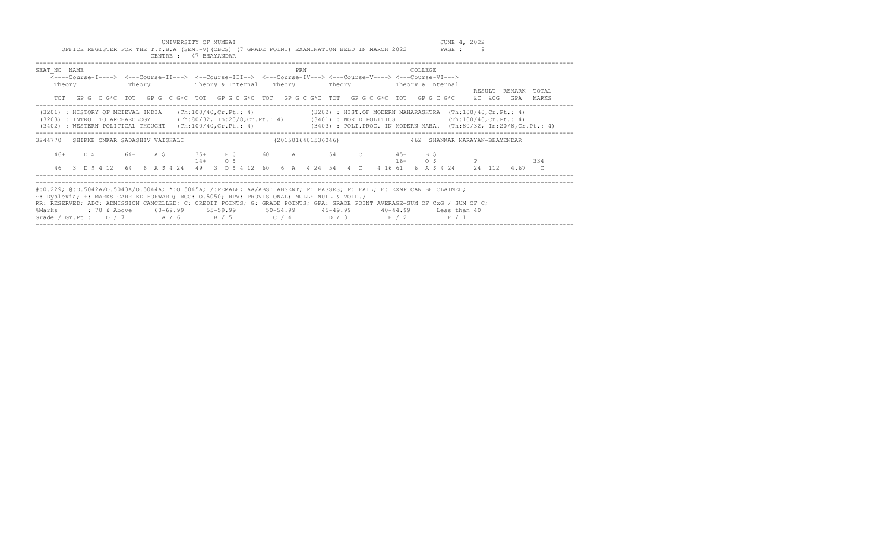UNIVERSITY OF MUMBAI

OFFICE REGISTER FOR THE T.Y.B.A (SEM.-V)(CBCS) (7 GRADE POINT) EXAMINATION HELD IN MARCH 2022

JUNE 4, 2022

CENTRE : 47 BHAYANDAR

```
SEAT_NO  NAME                                               PRN                          COLLEGE
    <----Course-I----> <---Course-II---> <--Course-III--> <---Course-IV---> <---Course-V----> <---Course-VI--->
     Theory             Theory           Theory & Internal   Theory        Theory           Theory & Internal
                                                                                                               RESULT  REMARK  TOTAL
     TOT   GP G  C G*C  TOT   GP G  C G*C  TOT   GP G C G*C  TOT   GP G C G*C  TOT   GP G C G*C  TOT   GP G C G*C     äC  äCG   GPA   MARKS
```

```
(3201) : HISTORY OF MEIEVAL INDIA    (Th:100/40,Cr.Pt.: 4)              (3202) : HIST.OF MODERN MAHARASHTRA  (Th:100/40,Cr.Pt.: 4)
(3203) : INTRO. TO ARCHAEOLOGY       (Th:80/32, In:20/8,Cr.Pt.: 4)      (3401) : WORLD POLITICS              (Th:100/40,Cr.Pt.: 4)
(3402) : WESTERN POLITICAL THOUGHT   (Th:100/40,Cr.Pt.: 4)              (3403) : POLI.PROC. IN MODERN MAHA.  (Th:80/32, In:20/8,Cr.Pt.: 4)
```

```
3244770   SHIRKE ONKAR SADASHIV VAISHALI                    (2015016401536046)              462  SHANKAR NARAYAN-BHAYENDAR

    46+    D $       64+    A $       35+    E $       60     A        54     C        45+    B $
                                      14+    O $                                       16+    O $          P                  334
    46  3  D $ 4 12   64  6  A $ 4 24   49  3  D $ 4 12  60  6  A  4 24  54  4  C   4 16 61  6  A $ 4 24    24  112  4.67   C
```

#:0.229; @:O.5042A/O.5043A/O.5044A; *:O.5045A; /:FEMALE; AA/ABS: ABSENT; P: PASSES; F: FAIL; E: EXMP CAN BE CLAIMED;
~: Dyslexia; +: MARKS CARRIED FORWARD; RCC: O.5050; RPV: PROVISIONAL; NULL: NULL & VOID.;
RR: RESERVED; ADC: ADMISSION CANCELLED; C: CREDIT POINTS; G: GRADE POINTS; GPA: GRADE POINT AVERAGE=SUM OF CxG / SUM OF C;

| %Marks | : 70 & Above | 60-69.99 | 55-59.99 | 50-54.99 | 45-49.99 | 40-44.99 | Less than 40 |
|---|---|---|---|---|---|---|---|
| Grade / Gr.Pt : | O / 7 | A / 6 | B / 5 | C / 4 | D / 3 | E / 2 | F / 1 |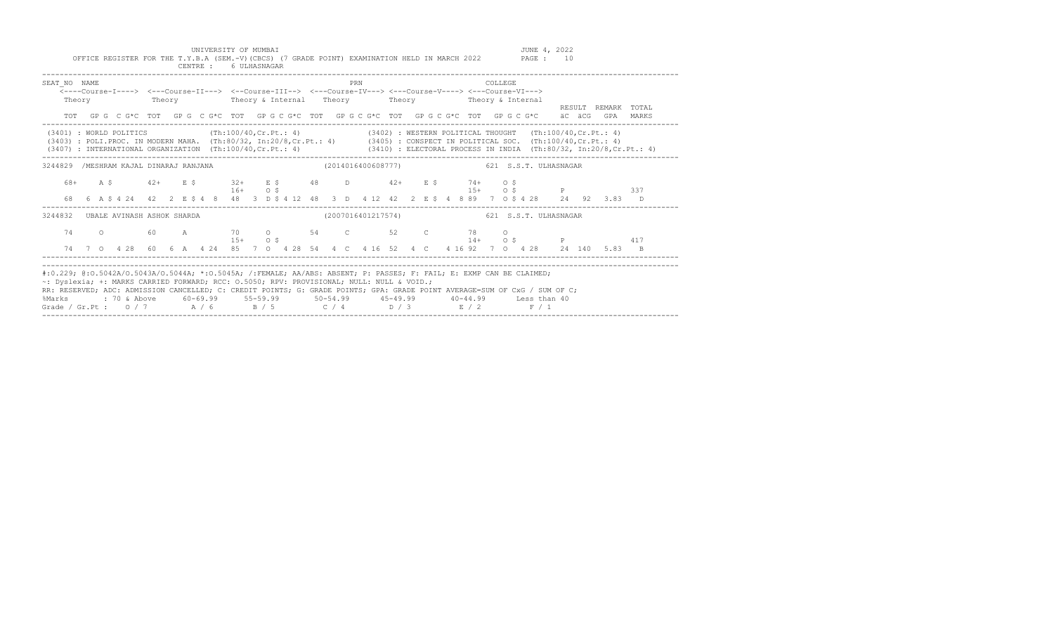UNIVERSITY OF MUMBAI

JUNE 4, 2022

OFFICE REGISTER FOR THE T.Y.B.A (SEM.-V)(CBCS) (7 GRADE POINT) EXAMINATION HELD IN MARCH 2022

CENTRE : 6 ULHASNAGAR

```
SEAT_NO  NAME                                                    PRN                               COLLEGE
    <----Course-I----> <---Course-II---> <--Course-III--> <---Course-IV---> <---Course-V----> <---Course-VI--->
    Theory             Theory            Theory & Internal   Theory          Theory           Theory & Internal
                                                                                                                RESULT  REMARK  TOTAL
    TOT  GP G  C G*C  TOT  GP G  C G*C  TOT  GP G C G*C  TOT  GP G C G*C  TOT  GP G C G*C  TOT  GP G C G*C    äC  äCG   GPA   MARKS
```

```
(3401) : WORLD POLITICS              (Th:100/40,Cr.Pt.: 4)            (3402) : WESTERN POLITICAL THOUGHT   (Th:100/40,Cr.Pt.: 4)
(3403) : POLI.PROC. IN MODERN MAHA.  (Th:80/32, In:20/8,Cr.Pt.: 4)    (3405) : CONSPECT IN POLITICAL SOC.  (Th:100/40,Cr.Pt.: 4)
(3407) : INTERNATIONAL ORGANIZATION  (Th:100/40,Cr.Pt.: 4)            (3410) : ELECTORAL PROCESS IN INDIA  (Th:80/32, In:20/8,Cr.Pt.: 4)
```

```
3244829 /MESHRAM KAJAL DINARAJ RANJANA                       (2014016400608777)              621 S.S.T. ULHASNAGAR

   68+    A $      42+    E $      32+    E $      48     D        42+    E $      74+    O $
                                   16+    O $                                       15+    O $          P              337
   68  6 A $ 4 24  42  2 E $ 4 8   48  3 D $ 4 12  48  3 D  4 12  42  2 E $ 4  8 89  7 O $ 4 28    24  92  3.83   D
```

```
3244832  UBALE AVINASH ASHOK SHARDA                          (2007016401217574)              621 S.S.T. ULHASNAGAR

   74     O        60     A        70     O        54     C        52     C        78     O
                                   15+    O $                                       14+    O $          P              417
   74  7 O  4 28  60  6 A  4 24  85  7 O  4 28  54  4 C  4 16  52  4 C  4 16 92  7 O  4 28    24 140  5.83   B
```

```
#:0.229; @:O.5042A/O.5043A/O.5044A; *:O.5045A; /:FEMALE; AA/ABS: ABSENT; P: PASSES; F: FAIL; E: EXMP CAN BE CLAIMED;
~: Dyslexia; +: MARKS CARRIED FORWARD; RCC: O.5050; RPV: PROVISIONAL; NULL: NULL & VOID.;
RR: RESERVED; ADC: ADMISSION CANCELLED; C: CREDIT POINTS; G: GRADE POINTS; GPA: GRADE POINT AVERAGE=SUM OF CxG / SUM OF C;
%Marks       : 70 & Above      60-69.99      55-59.99       50-54.99       45-49.99       40-44.99       Less than 40
Grade / Gr.Pt :   O / 7         A / 6         B / 5          C / 4          D / 3          E / 2           F / 1
```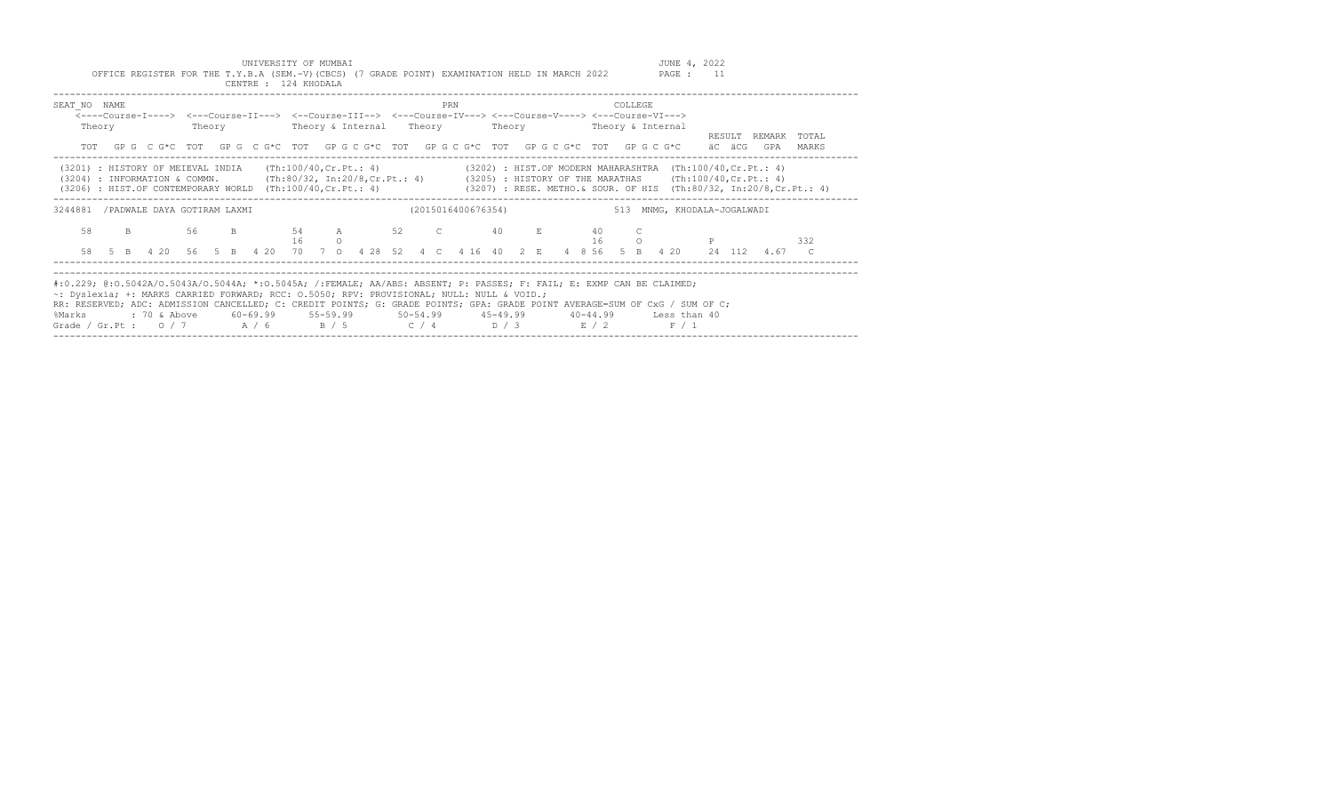UNIVERSITY OF MUMBAI

JUNE 4, 2022

OFFICE REGISTER FOR THE T.Y.B.A (SEM.-V)(CBCS) (7 GRADE POINT) EXAMINATION HELD IN MARCH 2022

PAGE : 11

CENTRE : 124 KHODALA

```
SEAT_NO  NAME                                                     PRN                                   COLLEGE
    <----Course-I----> <---Course-II---> <--Course-III--> <---Course-IV---> <---Course-V----> <---Course-VI--->
    Theory             Theory            Theory & Internal   Theory         Theory            Theory & Internal
                                                                                                                   RESULT  REMARK  TOTAL
    TOT   GP G  C G*C  TOT   GP G  C G*C  TOT   GP G C G*C  TOT   GP G C G*C  TOT   GP G C G*C  TOT   GP G C G*C     äC äCG   GPA   MARKS
```

```
(3201) : HISTORY OF MEIEVAL INDIA    (Th:100/40,Cr.Pt.: 4)              (3202) : HIST.OF MODERN MAHARASHTRA  (Th:100/40,Cr.Pt.: 4)
(3204) : INFORMATION & COMMN.        (Th:80/32, In:20/8,Cr.Pt.: 4)      (3205) : HISTORY OF THE MARATHAS     (Th:100/40,Cr.Pt.: 4)
(3206) : HIST.OF CONTEMPORARY WORLD  (Th:100/40,Cr.Pt.: 4)              (3207) : RESE. METHO.& SOUR. OF HIS  (Th:80/32, In:20/8,Cr.Pt.: 4)
```

```
3244881  /PADWALE DAYA GOTIRAM LAXMI                           (2015016400676354)                 513  MNMG, KHODALA-JOGALWADI

    58     B         56     B         54     A        52     C        40     E        40     C
                                      16     O                                         16     O           P                332
    58  5  B  4 20   56  5  B  4 20   70  7  O  4 28  52  4  C  4 16  40  2  E  4  8  56  5  B  4 20    24  112   4.67   C
```

#:O.229; @:O.5042A/O.5043A/O.5044A; *:O.5045A; /:FEMALE; AA/ABS: ABSENT; P: PASSES; F: FAIL; E: EXMP CAN BE CLAIMED;
~: Dyslexia; +: MARKS CARRIED FORWARD; RCC: O.5050; RPV: PROVISIONAL; NULL: NULL & VOID.;
RR: RESERVED; ADC: ADMISSION CANCELLED; C: CREDIT POINTS; G: GRADE POINTS; GPA: GRADE POINT AVERAGE=SUM OF CxG / SUM OF C;

| %Marks | : 70 & Above | 60-69.99 | 55-59.99 | 50-54.99 | 45-49.99 | 40-44.99 | Less than 40 |
|---|---|---|---|---|---|---|---|
| Grade / Gr.Pt : | O / 7 | A / 6 | B / 5 | C / 4 | D / 3 | E / 2 | F / 1 |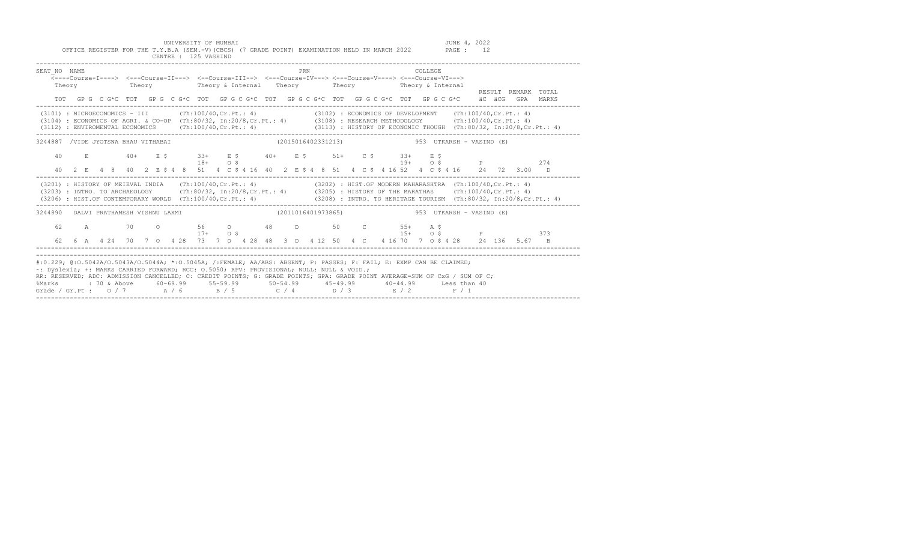UNIVERSITY OF MUMBAI

JUNE 4, 2022

OFFICE REGISTER FOR THE T.Y.B.A (SEM.-V)(CBCS) (7 GRADE POINT) EXAMINATION HELD IN MARCH 2022

CENTRE : 125 VASHIND

```
SEAT_NO  NAME                                                PRN                              COLLEGE
    <----Course-I----> <---Course-II---> <--Course-III--> <---Course-IV---> <---Course-V----> <---Course-VI--->
    Theory            Theory            Theory & Internal   Theory          Theory            Theory & Internal
                                                                                                                  RESULT  REMARK  TOTAL
    TOT  GP G  C G*C  TOT  GP G  C G*C  TOT  GP G C G*C  TOT  GP G C G*C  TOT  GP G C G*C  TOT  GP G C G*C    äC  äCG   GPA   MARKS
-------------------------------------------------------------------------------------------------------------------------------------
 (3101) : MICROECONOMICS - III        (Th:100/40,Cr.Pt.: 4)              (3102) : ECONOMICS OF DEVELOPMENT    (Th:100/40,Cr.Pt.: 4)
 (3104) : ECONOMICS OF AGRI. & CO-OP  (Th:80/32, In:20/8,Cr.Pt.: 4)      (3108) : RESEARCH METHODOLOGY        (Th:100/40,Cr.Pt.: 4)
 (3112) : ENVIROMENTAL ECONOMICS      (Th:100/40,Cr.Pt.: 4)              (3113) : HISTORY OF ECONOMIC THOUGH  (Th:80/32, In:20/8,Cr.Pt.: 4)
-------------------------------------------------------------------------------------------------------------------------------------
3244887 /VIDE JYOTSNA BHAU VITHABAI                         (2015016402331213)               953  UTKARSH - VASIND (E)

    40      E         40+     E $       33+     E $       40+     E $       51+     C $       33+     E $
                                        18+     O $                                           19+     O $           P               274
    40  2  E   4  8   40  2  E $ 4  8   51  4  C $ 4 16  40  2  E $ 4  8   51  4  C $ 4 16 52  4  C $ 4 16    24  72  3.00   D
-------------------------------------------------------------------------------------------------------------------------------------
 (3201) : HISTORY OF MEIEVAL INDIA    (Th:100/40,Cr.Pt.: 4)              (3202) : HIST.OF MODERN MAHARASHTRA  (Th:100/40,Cr.Pt.: 4)
 (3203) : INTRO. TO ARCHAEOLOGY       (Th:80/32, In:20/8,Cr.Pt.: 4)      (3205) : HISTORY OF THE MARATHAS     (Th:100/40,Cr.Pt.: 4)
 (3206) : HIST.OF CONTEMPORARY WORLD  (Th:100/40,Cr.Pt.: 4)              (3208) : INTRO. TO HERITAGE TOURISM  (Th:80/32, In:20/8,Cr.Pt.: 4)
-------------------------------------------------------------------------------------------------------------------------------------
3244890  DALVI PRATHAMESH VISHNU LAXMI                      (2011016401973865)               953  UTKARSH - VASIND (E)

    62      A         70      O         56      O         48      D         50      C         55+     A $
                                        17+     O $                                           15+     O $           P               373
    62  6  A   4 24   70  7  O   4 28   73  7  O   4 28  48  3  D   4 12  50  4  C   4 16 70  7  O $ 4 28    24 136  5.67   B
-------------------------------------------------------------------------------------------------------------------------------------
```

#:O.229; @:O.5042A/O.5043A/O.5044A; *:O.5045A; /:FEMALE; AA/ABS: ABSENT; P: PASSES; F: FAIL; E: EXMP CAN BE CLAIMED;
~: Dyslexia; +: MARKS CARRIED FORWARD; RCC: O.5050; RPV: PROVISIONAL; NULL: NULL & VOID.;
RR: RESERVED; ADC: ADMISSION CANCELLED; C: CREDIT POINTS; G: GRADE POINTS; GPA: GRADE POINT AVERAGE=SUM OF CxG / SUM OF C;

| %Marks | 70 & Above | 60-69.99 | 55-59.99 | 50-54.99 | 45-49.99 | 40-44.99 | Less than 40 |
|---|---|---|---|---|---|---|---|
| Grade / Gr.Pt : | O / 7 | A / 6 | B / 5 | C / 4 | D / 3 | E / 2 | F / 1 |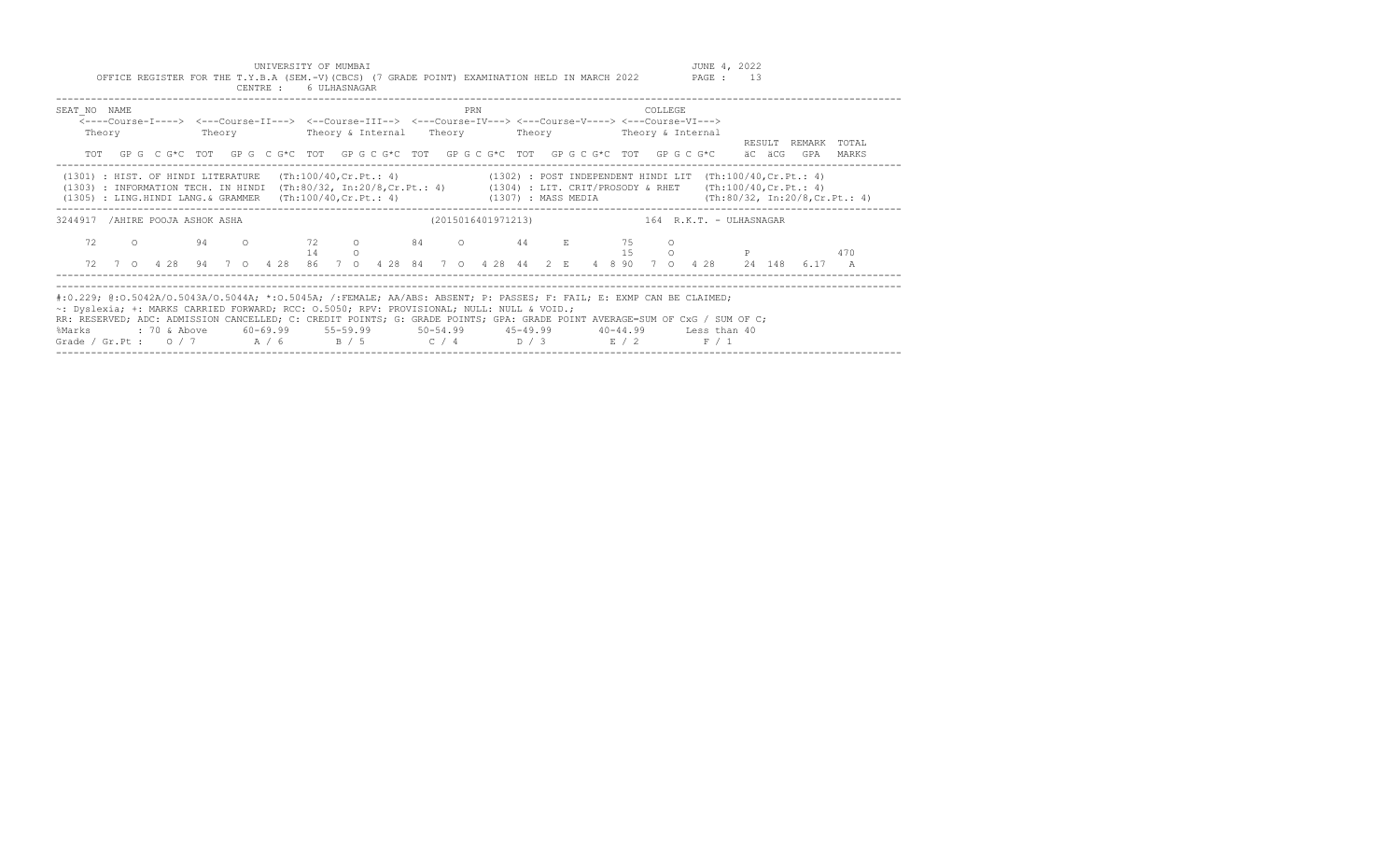UNIVERSITY OF MUMBAI

OFFICE REGISTER FOR THE T.Y.B.A (SEM.-V)(CBCS) (7 GRADE POINT) EXAMINATION HELD IN MARCH 2022

CENTRE : 6 ULHASNAGAR

JUNE 4, 2022

```
SEAT_NO  NAME                                                           PRN                              COLLEGE
    <----Course-I----> <---Course-II---> <--Course-III--> <---Course-IV---> <---Course-V----> <---Course-VI--->
    Theory             Theory            Theory & Internal  Theory          Theory            Theory & Internal
                                                                                                                  RESULT  REMARK  TOTAL
    TOT  GP G  C G*C  TOT  GP G  C G*C  TOT  GP G C G*C  TOT  GP G C G*C  TOT  GP G C G*C  TOT  GP G C G*C    äC äCG  GPA   MARKS
---------------------------------------------------------------------------------------------------------------------------------------
 (1301) : HIST. OF HINDI LITERATURE   (Th:100/40,Cr.Pt.: 4)              (1302) : POST INDEPENDENT HINDI LIT  (Th:100/40,Cr.Pt.: 4)
 (1303) : INFORMATION TECH. IN HINDI  (Th:80/32, In:20/8,Cr.Pt.: 4)      (1304) : LIT. CRIT/PROSODY & RHET    (Th:100/40,Cr.Pt.: 4)
 (1305) : LING.HINDI LANG.& GRAMMER   (Th:100/40,Cr.Pt.: 4)              (1307) : MASS MEDIA                  (Th:80/32, In:20/8,Cr.Pt.: 4)
---------------------------------------------------------------------------------------------------------------------------------------
3244917 /AHIRE POOJA ASHOK ASHA                                 (2015016401971213)               164 R.K.T. - ULHASNAGAR

    72     O         94     O         72     O        84     O        44     E        75     O
                                      14     O                                         15     O              P              470
    72  7 O  4 28   94  7 O  4 28   86  7 O  4 28  84  7 O  4 28  44  2 E   4 8 90  7 O  4 28    24  148  6.17   A
---------------------------------------------------------------------------------------------------------------------------------------
```

#:O.229; @:O.5042A/O.5043A/O.5044A; *:O.5045A; /:FEMALE; AA/ABS: ABSENT; P: PASSES; F: FAIL; E: EXMP CAN BE CLAIMED;
~: Dyslexia; +: MARKS CARRIED FORWARD; RCC: O.5050; RPV: PROVISIONAL; NULL: NULL & VOID.;
RR: RESERVED; ADC: ADMISSION CANCELLED; C: CREDIT POINTS; G: GRADE POINTS; GPA: GRADE POINT AVERAGE=SUM OF CxG / SUM OF C;

| %Marks | : 70 & Above | 60-69.99 | 55-59.99 | 50-54.99 | 45-49.99 | 40-44.99 | Less than 40 |
|---|---|---|---|---|---|---|---|
| Grade / Gr.Pt : | O / 7 | A / 6 | B / 5 | C / 4 | D / 3 | E / 2 | F / 1 |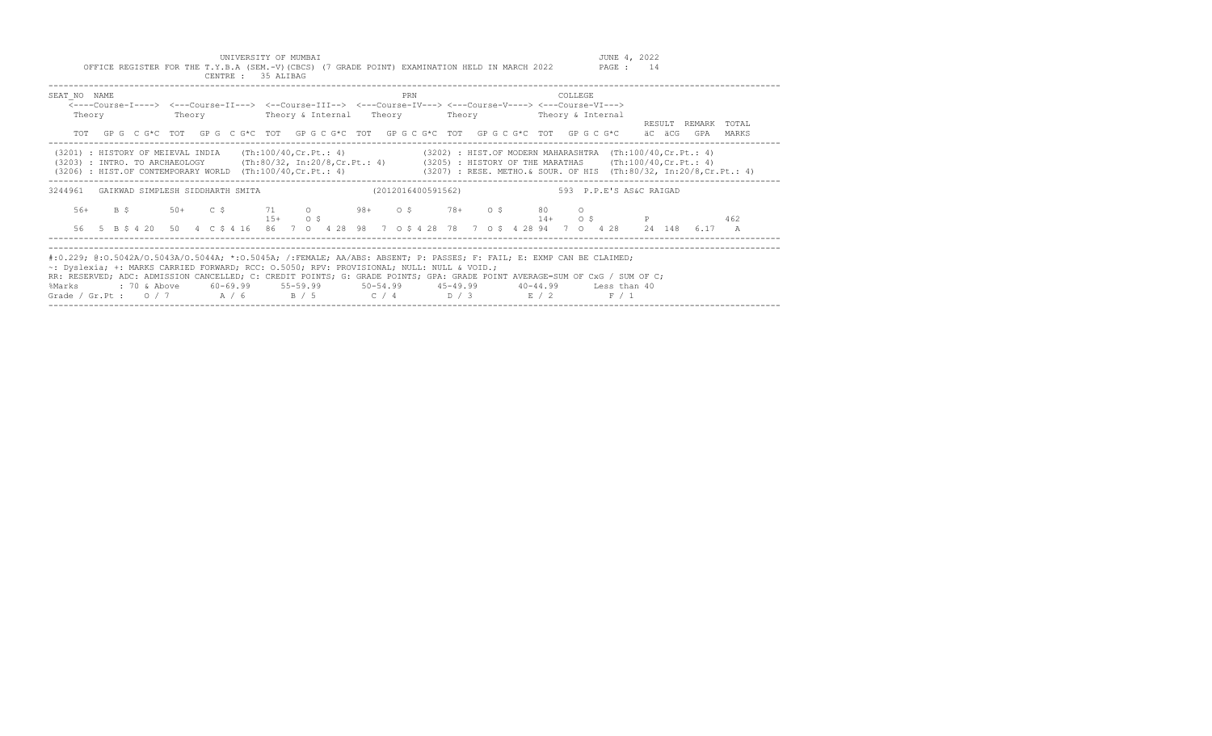UNIVERSITY OF MUMBAI

JUNE 4, 2022

OFFICE REGISTER FOR THE T.Y.B.A (SEM.-V)(CBCS) (7 GRADE POINT) EXAMINATION HELD IN MARCH 2022

PAGE : 14

CENTRE : 35 ALIBAG

```
SEAT_NO  NAME                                                    PRN                             COLLEGE
    <----Course-I----> <---Course-II---> <--Course-III--> <---Course-IV---> <---Course-V----> <---Course-VI--->
    Theory             Theory            Theory & Internal   Theory          Theory            Theory & Internal
                                                                                                                   RESULT  REMARK  TOTAL
    TOT  GP G  C G*C  TOT  GP G  C G*C  TOT  GP G C G*C  TOT  GP G C G*C  TOT  GP G C G*C  TOT  GP G C G*C    äC  äCG  GPA   MARKS
```

(3201) : HISTORY OF MEIEVAL INDIA (Th:100/40,Cr.Pt.: 4)
(3202) : HIST.OF MODERN MAHARASHTRA (Th:100/40,Cr.Pt.: 4)
(3203) : INTRO. TO ARCHAEOLOGY (Th:80/32, In:20/8,Cr.Pt.: 4)
(3205) : HISTORY OF THE MARATHAS (Th:100/40,Cr.Pt.: 4)
(3206) : HIST.OF CONTEMPORARY WORLD (Th:100/40,Cr.Pt.: 4)
(3207) : RESE. METHO.& SOUR. OF HIS (Th:80/32, In:20/8,Cr.Pt.: 4)

```
3244961   GAIKWAD SIMPLESH SIDDHARTH SMITA                  (2012016400591562)               593 P.P.E'S AS&C RAIGAD

    56+    B $       50+    C $       71     O        98+    O $      78+    O $      80     O
                                      15+    O $                                      14+    O $          P                  462
    56  5  B $ 4 20  50  4  C $ 4 16  86  7  O  4 28  98  7  O $ 4 28  78  7  O $  4 28 94  7  O  4 28    24  148  6.17   A
```

#:O.229; @:O.5042A/O.5043A/O.5044A; *:O.5045A; /:FEMALE; AA/ABS: ABSENT; P: PASSES; F: FAIL; E: EXMP CAN BE CLAIMED;
~: Dyslexia; +: MARKS CARRIED FORWARD; RCC: O.5050; RPV: PROVISIONAL; NULL: NULL & VOID.;
RR: RESERVED; ADC: ADMISSION CANCELLED; C: CREDIT POINTS; G: GRADE POINTS; GPA: GRADE POINT AVERAGE=SUM OF CxG / SUM OF C;

| %Marks | : 70 & Above | 60-69.99 | 55-59.99 | 50-54.99 | 45-49.99 | 40-44.99 | Less than 40 |
|---|---|---|---|---|---|---|---|
| Grade / Gr.Pt : | O / 7 | A / 6 | B / 5 | C / 4 | D / 3 | E / 2 | F / 1 |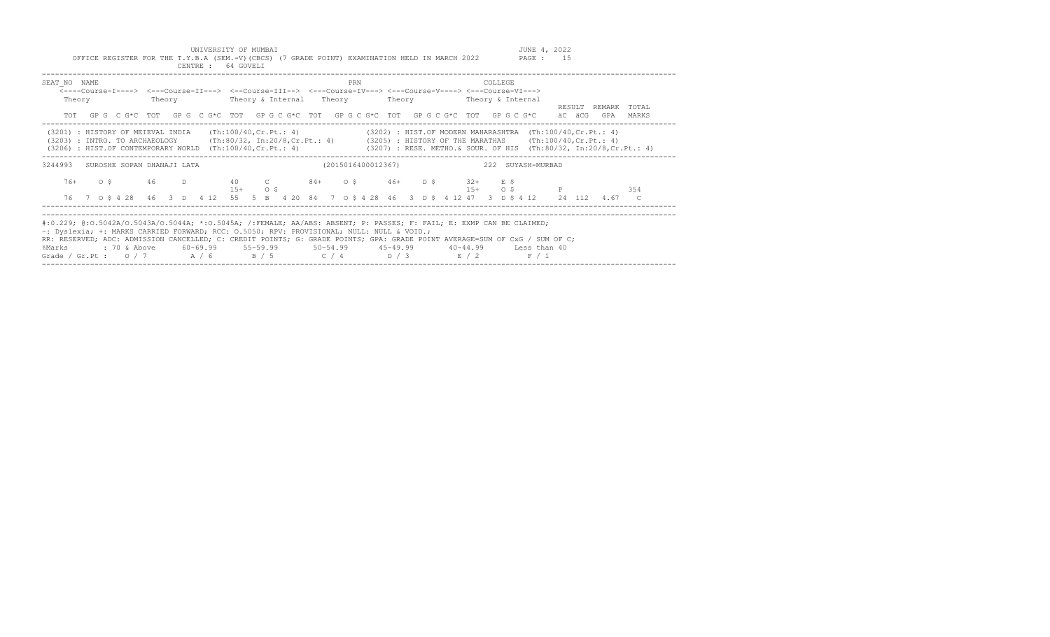UNIVERSITY OF MUMBAI

JUNE 4, 2022

OFFICE REGISTER FOR THE T.Y.B.A (SEM.-V)(CBCS) (7 GRADE POINT) EXAMINATION HELD IN MARCH 2022

CENTRE : 64 GOVELI

```
SEAT_NO  NAME                                                 PRN                              COLLEGE
    <----Course-I----> <---Course-II---> <--Course-III--> <---Course-IV---> <---Course-V----> <---Course-VI--->
    Theory             Theory           Theory & Internal   Theory          Theory           Theory & Internal
                                                                                                               RESULT  REMARK  TOTAL
    TOT  GP G  C G*C  TOT  GP G  C G*C  TOT  GP G C G*C  TOT  GP G C G*C  TOT  GP G C G*C  TOT  GP G C G*C     äC  äCG  GPA   MARKS
```

(3201) : HISTORY OF MEIEVAL INDIA (Th:100/40,Cr.Pt.: 4)
(3202) : HIST.OF MODERN MAHARASHTRA (Th:100/40,Cr.Pt.: 4)
(3203) : INTRO. TO ARCHAEOLOGY (Th:80/32, In:20/8,Cr.Pt.: 4)
(3205) : HISTORY OF THE MARATHAS (Th:100/40,Cr.Pt.: 4)
(3206) : HIST.OF CONTEMPORARY WORLD (Th:100/40,Cr.Pt.: 4)
(3207) : RESE. METHO.& SOUR. OF HIS (Th:80/32, In:20/8,Cr.Pt.: 4)

```
3244993   SUROSHE SOPAN DHANAJI LATA                        (2015016400012367)               222  SUYASH-MURBAD

    76+    O $       46     D         40     C        84+    O $      46+    D $      32+    E $
                                      15+    O $                                      15+    O $          P              354
    76  7  O $ 4 28  46  3  D  4 12  55  5  B  4 20  84  7  O $ 4 28  46  3  D $  4 12 47  3  D $ 4 12    24  112  4.67   C
```

#:0.229; @:O.5042A/O.5043A/O.5044A; *:O.5045A; /:FEMALE; AA/ABS: ABSENT; P: PASSES; F: FAIL; E: EXMP CAN BE CLAIMED;
~: Dyslexia; +: MARKS CARRIED FORWARD; RCC: O.5050; RPV: PROVISIONAL; NULL: NULL & VOID.;
RR: RESERVED; ADC: ADMISSION CANCELLED; C: CREDIT POINTS; G: GRADE POINTS; GPA: GRADE POINT AVERAGE=SUM OF CxG / SUM OF C;

| %Marks | : 70 & Above | 60-69.99 | 55-59.99 | 50-54.99 | 45-49.99 | 40-44.99 | Less than 40 |
|---|---|---|---|---|---|---|---|
| Grade / Gr.Pt : | O / 7 | A / 6 | B / 5 | C / 4 | D / 3 | E / 2 | F / 1 |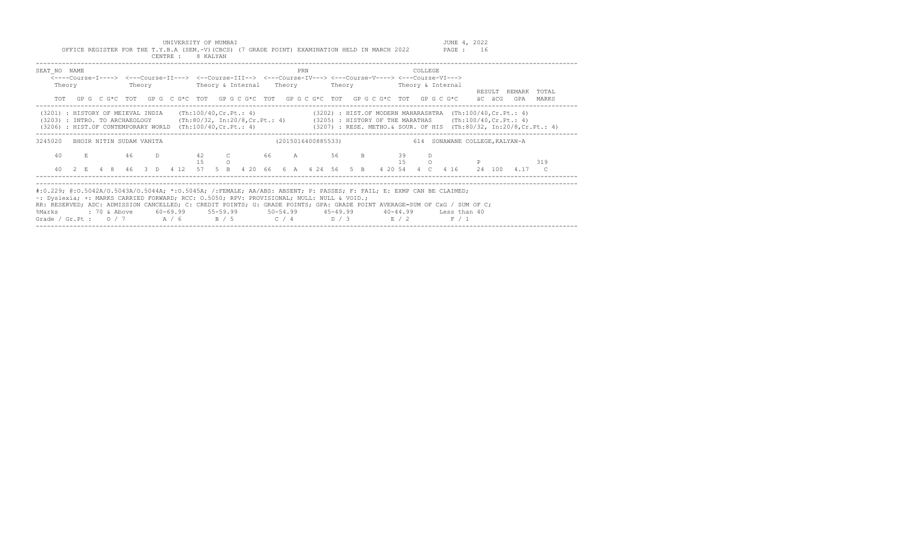UNIVERSITY OF MUMBAI

OFFICE REGISTER FOR THE T.Y.B.A (SEM.-V)(CBCS) (7 GRADE POINT) EXAMINATION HELD IN MARCH 2022

CENTRE : 8 KALYAN

JUNE 4, 2022

SEAT_NO NAME PRN COLLEGE

| | <----Course-I----> Theory | <---Course-II---> Theory | <--Course-III--> Theory & Internal | <---Course-IV---> Theory | <---Course-V----> Theory | <---Course-VI---> Theory & Internal | RESULT REMARK TOTAL |
|---|---|---|---|---|---|---|---|
| | TOT GP G C G*C | TOT GP G C G*C | TOT GP G C G*C | TOT GP G C G*C | TOT GP G C G*C | TOT GP G C G*C | äC äCG GPA MARKS |

(3201) : HISTORY OF MEIEVAL INDIA (Th:100/40,Cr.Pt.: 4)
(3202) : HIST.OF MODERN MAHARASHTRA (Th:100/40,Cr.Pt.: 4)
(3203) : INTRO. TO ARCHAEOLOGY (Th:80/32, In:20/8,Cr.Pt.: 4)
(3205) : HISTORY OF THE MARATHAS (Th:100/40,Cr.Pt.: 4)
(3206) : HIST.OF CONTEMPORARY WORLD (Th:100/40,Cr.Pt.: 4)
(3207) : RESE. METHO.& SOUR. OF HIS (Th:80/32, In:20/8,Cr.Pt.: 4)

3245020 BHOIR NITIN SUDAM VANITA (2015016400885533) 614 SONAWANE COLLEGE,KALYAN-A

| | Course-I | Course-II | Course-III | Course-IV | Course-V | Course-VI | Result |
|---|---|---|---|---|---|---|---|
| | 40 E | 46 D | 42 C | 66 A | 56 B | 39 D | |
| | | | 15 O | | | 15 O | P 319 |
| | 40 2 E 4 8 | 46 3 D 4 12 | 57 5 B 4 20 | 66 6 A 4 24 | 56 5 B 4 20 | 54 4 C 4 16 | 24 100 4.17 C |

#:O.229; @:O.5042A/O.5043A/O.5044A; *:O.5045A; /:FEMALE; AA/ABS: ABSENT; P: PASSES; F: FAIL; E: EXMP CAN BE CLAIMED;
~: Dyslexia; +: MARKS CARRIED FORWARD; RCC: O.5050; RPV: PROVISIONAL; NULL: NULL & VOID.;
RR: RESERVED; ADC: ADMISSION CANCELLED; C: CREDIT POINTS; G: GRADE POINTS; GPA: GRADE POINT AVERAGE=SUM OF CxG / SUM OF C;

| %Marks | : 70 & Above | 60-69.99 | 55-59.99 | 50-54.99 | 45-49.99 | 40-44.99 | Less than 40 |
|---|---|---|---|---|---|---|---|
| Grade / Gr.Pt : | O / 7 | A / 6 | B / 5 | C / 4 | D / 3 | E / 2 | F / 1 |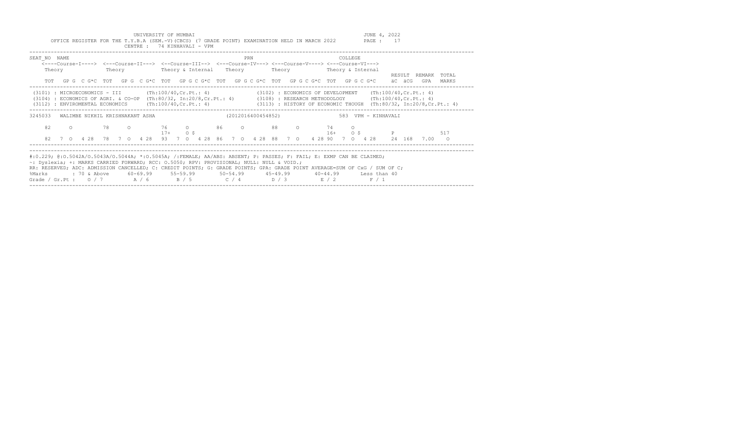UNIVERSITY OF MUMBAI

JUNE 4, 2022

OFFICE REGISTER FOR THE T.Y.B.A (SEM.-V)(CBCS) (7 GRADE POINT) EXAMINATION HELD IN MARCH 2022

CENTRE : 74 KINHAVALI - VPM

```
SEAT_NO  NAME                                                   PRN                                COLLEGE
    <----Course-I----> <---Course-II---> <--Course-III--> <---Course-IV---> <---Course-V----> <---Course-VI--->
     Theory             Theory            Theory & Internal   Theory          Theory            Theory & Internal
                                                                                                                   RESULT  REMARK  TOTAL
     TOT  GP G  C G*C  TOT  GP G  C G*C  TOT  GP G C G*C  TOT  GP G C G*C  TOT  GP G C G*C  TOT  GP G C G*C    äC äCG   GPA   MARKS
```

(3101) : MICROECONOMICS - III (Th:100/40,Cr.Pt.: 4)
(3102) : ECONOMICS OF DEVELOPMENT (Th:100/40,Cr.Pt.: 4)
(3104) : ECONOMICS OF AGRI. & CO-OP (Th:80/32, In:20/8,Cr.Pt.: 4)
(3108) : RESEARCH METHODOLOGY (Th:100/40,Cr.Pt.: 4)
(3112) : ENVIROMENTAL ECONOMICS (Th:100/40,Cr.Pt.: 4)
(3113) : HISTORY OF ECONOMIC THOUGH (Th:80/32, In:20/8,Cr.Pt.: 4)

```
3245033   WALIMBE NIKHIL KRISHNAKANT ASHA                      (2012016400454852)                583  VPM - KINHAVALI

    82      O        78      O        76     O        86     O        88      O        74     O
                                      17+    O $                                       16+    O $          P              517
    82  7 O  4 28   78  7 O  4 28    93  7 O  4 28  86  7 O  4 28  88  7 O  4 28  90  7 O  4 28    24  168  7.00    O
```

#:O.229; @:O.5042A/O.5043A/O.5044A; *:O.5045A; /:FEMALE; AA/ABS: ABSENT; P: PASSES; F: FAIL; E: EXMP CAN BE CLAIMED;
~: Dyslexia; +: MARKS CARRIED FORWARD; RCC: O.5050; RPV: PROVISIONAL; NULL: NULL & VOID.;
RR: RESERVED; ADC: ADMISSION CANCELLED; C: CREDIT POINTS; G: GRADE POINTS; GPA: GRADE POINT AVERAGE=SUM OF CxG / SUM OF C;

| %Marks | : 70 & Above | 60-69.99 | 55-59.99 | 50-54.99 | 45-49.99 | 40-44.99 | Less than 40 |
|---|---|---|---|---|---|---|---|
| Grade / Gr.Pt : | O / 7 | A / 6 | B / 5 | C / 4 | D / 3 | E / 2 | F / 1 |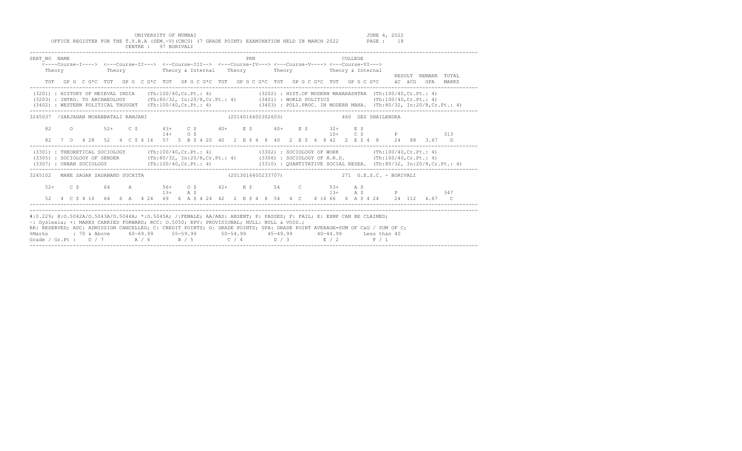UNIVERSITY OF MUMBAI

OFFICE REGISTER FOR THE T.Y.B.A (SEM.-V)(CBCS) (7 GRADE POINT) EXAMINATION HELD IN MARCH 2022

CENTRE : 97 BORIVALI

JUNE 4, 2022

```
SEAT_NO  NAME                                                        PRN                              COLLEGE
   <----Course-I----> <---Course-II---> <--Course-III--> <---Course-IV---> <---Course-V----> <---Course-VI--->
   Theory             Theory            Theory & Internal   Theory         Theory            Theory & Internal
                                                                                                                   RESULT  REMARK  TOTAL
   TOT  GP G  C G*C  TOT  GP G  C G*C  TOT  GP G C G*C  TOT  GP G C G*C  TOT  GP G C G*C  TOT  GP G C G*C     äC äCG  GPA  MARKS
--------------------------------------------------------------------------------------------------------------------------------------
 (3201) : HISTORY OF MEIEVAL INDIA    (Th:100/40,Cr.Pt.: 4)             (3202) : HIST.OF MODERN MAHARASHTRA  (Th:100/40,Cr.Pt.: 4)
 (3203) : INTRO. TO ARCHAEOLOGY       (Th:80/32, In:20/8,Cr.Pt.: 4)     (3401) : WORLD POLITICS              (Th:100/40,Cr.Pt.: 4)
 (3402) : WESTERN POLITICAL THOUGHT   (Th:100/40,Cr.Pt.: 4)             (3403) : POLI.PROC. IN MODERN MAHA.  (Th:80/32, In:20/8,Cr.Pt.: 4)
--------------------------------------------------------------------------------------------------------------------------------------
3245037 /SARJAHAN MOHABBATALI RAMJANI                             (2014016400302603)               460 SES SHAILENDRA

   82     O         52+    C $      43+    C $      40+    E $      40+    E $      32+    E $
                                    14+    O $                                      10+    C $          P                313
   82  7 O  4 28  52  4 C $ 4 16  57  5 B $ 4 20  40  2 E $ 4  8  40  2 E $ 4  8 42  2 E $ 4  8    24  88  3.67   D
--------------------------------------------------------------------------------------------------------------------------------------
 (3301) : THEORETICAL SOCIOLOGY       (Th:100/40,Cr.Pt.: 4)             (3302) : SOCIOLOGY OF WORK           (Th:100/40,Cr.Pt.: 4)
 (3305) : SOCIOLOGY OF GENDER         (Th:80/32, In:20/8,Cr.Pt.: 4)     (3306) : SOCIOLOGY OF H.R.D.         (Th:100/40,Cr.Pt.: 4)
 (3307) : URBAN SOCIOLOGY             (Th:100/40,Cr.Pt.: 4)             (3310) : QUANTITATIVE SOCIAL RESEA.  (Th:80/32, In:20/8,Cr.Pt.: 4)
--------------------------------------------------------------------------------------------------------------------------------------
3245102  MANE SAGAR SADANAND SUCHITA                              (2013016400233707)               271 G.E.S.C. - BORIVALI

   52+    C $       64     A        56+    O $      42+    E $      54     C        53+    A $
                                    13+    A $                                      13+    A $          P                347
   52  4 C $ 4 16  64  6 A  4 24  69  6 A $ 4 24  42  2 E $ 4  8  54  4 C  4 16 66  6 A $ 4 24    24 112  4.67   C
--------------------------------------------------------------------------------------------------------------------------------------
```

#:O.229; @:O.5042A/O.5043A/O.5044A; *:O.5045A; /:FEMALE; AA/ABS: ABSENT; P: PASSES; F: FAIL; E: EXMP CAN BE CLAIMED;
~: Dyslexia; +: MARKS CARRIED FORWARD; RCC: O.5050; RPV: PROVISIONAL; NULL: NULL & VOID.;
RR: RESERVED; ADC: ADMISSION CANCELLED; C: CREDIT POINTS; G: GRADE POINTS; GPA: GRADE POINT AVERAGE=SUM OF CxG / SUM OF C;

| %Marks | : 70 & Above | 60-69.99 | 55-59.99 | 50-54.99 | 45-49.99 | 40-44.99 | Less than 40 |
|---|---|---|---|---|---|---|---|
| Grade / Gr.Pt : | O / 7 | A / 6 | B / 5 | C / 4 | D / 3 | E / 2 | F / 1 |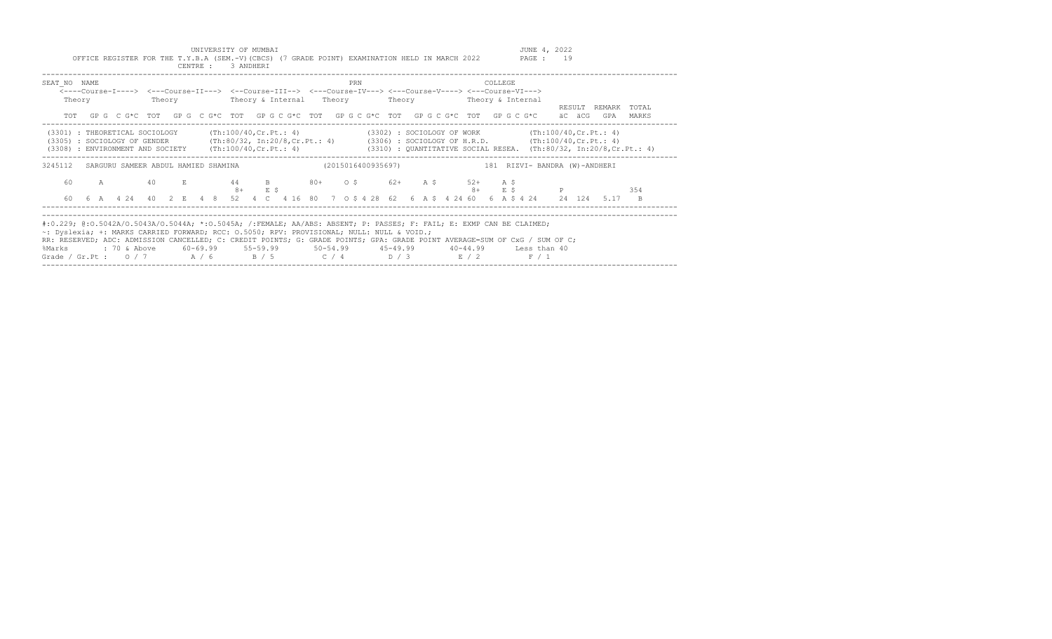UNIVERSITY OF MUMBAI

OFFICE REGISTER FOR THE T.Y.B.A (SEM.-V)(CBCS) (7 GRADE POINT) EXAMINATION HELD IN MARCH 2022

JUNE 4, 2022

CENTRE : 3 ANDHERI

| SEAT_NO | NAME | | | | | PRN | | | COLLEGE | | |
|---|---|---|---|---|---|---|---|---|---|---|---|
| | <----Course-I----> | <---Course-II---> | <--Course-III--> | <---Course-IV---> | <---Course-V----> | <---Course-VI---> | | | | | |
| | Theory | Theory | Theory & Internal | Theory | Theory | Theory & Internal | | RESULT | REMARK | TOTAL |
| | TOT GP G C G*C | TOT GP G C G*C | TOT GP G C G*C | TOT GP G C G*C | TOT GP G C G*C | TOT GP G C G*C | äC äCG | GPA | | MARKS |

(3301) : THEORETICAL SOCIOLOGY (Th:100/40,Cr.Pt.: 4) (3302) : SOCIOLOGY OF WORK (Th:100/40,Cr.Pt.: 4)
(3305) : SOCIOLOGY OF GENDER (Th:80/32, In:20/8,Cr.Pt.: 4) (3306) : SOCIOLOGY OF H.R.D. (Th:100/40,Cr.Pt.: 4)
(3308) : ENVIRONMENT AND SOCIETY (Th:100/40,Cr.Pt.: 4) (3310) : QUANTITATIVE SOCIAL RESEA. (Th:80/32, In:20/8,Cr.Pt.: 4)

3245112 SARGURU SAMEER ABDUL HAMIED SHAMINA (2015016400935697) 181 RIZVI- BANDRA (W)-ANDHERI

| | Course-I | Course-II | Course-III | Course-IV | Course-V | Course-VI | äC äCG | GPA | RESULT | REMARK | TOTAL |
|---|---|---|---|---|---|---|---|---|---|---|---|
| | 60 A | 40 E | 44 B / 8+ E $ | 80+ O $ | 62+ A $ | 52+ A $ / 8+ E $ | | | P | | 354 |
| | 60 6 A 4 24 | 40 2 E 4 8 | 52 4 C 4 16 | 80 7 O $ 4 28 | 62 6 A $ 4 24 | 60 6 A $ 4 24 | 24 124 | 5.17 | | | B |

#:0.229; @:O.5042A/O.5043A/O.5044A; *:O.5045A; /:FEMALE; AA/ABS: ABSENT; P: PASSES; F: FAIL; E: EXMP CAN BE CLAIMED;
~: Dyslexia; +: MARKS CARRIED FORWARD; RCC: O.5050; RPV: PROVISIONAL; NULL: NULL & VOID.;
RR: RESERVED; ADC: ADMISSION CANCELLED; C: CREDIT POINTS; G: GRADE POINTS; GPA: GRADE POINT AVERAGE=SUM OF CxG / SUM OF C;

| %Marks | : 70 & Above | 60-69.99 | 55-59.99 | 50-54.99 | 45-49.99 | 40-44.99 | Less than 40 |
|---|---|---|---|---|---|---|---|
| Grade / Gr.Pt : | O / 7 | A / 6 | B / 5 | C / 4 | D / 3 | E / 2 | F / 1 |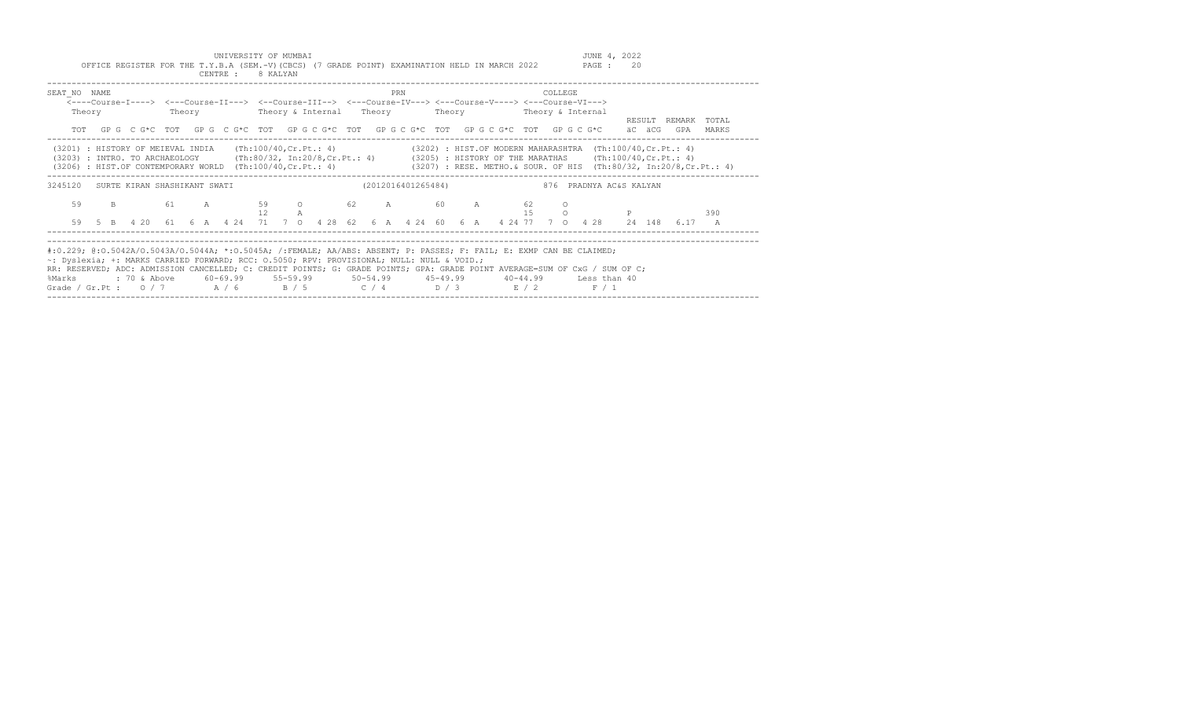UNIVERSITY OF MUMBAI

OFFICE REGISTER FOR THE T.Y.B.A (SEM.-V)(CBCS) (7 GRADE POINT) EXAMINATION HELD IN MARCH 2022

CENTRE : 8 KALYAN

JUNE 4, 2022

| SEAT_NO | NAME | | PRN | | COLLEGE |
|---|---|---|---|---|---|

<----Course-I----> <---Course-II---> <--Course-III--> <---Course-IV---> <---Course-V----> <---Course-VI--->

Theory | Theory | Theory & Internal | Theory | Theory | Theory & Internal | RESULT | REMARK | TOTAL

TOT GP G C G*C | TOT GP G C G*C | TOT GP G C G*C | TOT GP G C G*C | TOT GP G C G*C | TOT GP G C G*C | äC äCG | GPA | MARKS

(3201) : HISTORY OF MEIEVAL INDIA (Th:100/40,Cr.Pt.: 4)
(3202) : HIST.OF MODERN MAHARASHTRA (Th:100/40,Cr.Pt.: 4)
(3203) : INTRO. TO ARCHAEOLOGY (Th:80/32, In:20/8,Cr.Pt.: 4)
(3205) : HISTORY OF THE MARATHAS (Th:100/40,Cr.Pt.: 4)
(3206) : HIST.OF CONTEMPORARY WORLD (Th:100/40,Cr.Pt.: 4)
(3207) : RESE. METHO.& SOUR. OF HIS (Th:80/32, In:20/8,Cr.Pt.: 4)

3245120 SURTE KIRAN SHASHIKANT SWATI (2012016401265484) 876 PRADNYA AC&S KALYAN

| | Course-I | | Course-II | | Course-III | | Course-IV | | Course-V | | Course-VI | | RESULT | | | TOTAL |
|---|---|---|---|---|---|---|---|---|---|---|---|---|---|---|---|---|
| Theory | 59 | B | 61 | A | 59 | O | 62 | A | 60 | A | 62 | O | | | | |
| Internal | | | | | 12 | A | | | | | 15 | O | P | | | 390 |

| Course | TOT | GP | G | C | G*C |
|---|---|---|---|---|---|
| I | 59 | 5 | B | 4 | 20 |
| II | 61 | 6 | A | 4 | 24 |
| III | 71 | 7 | O | 4 | 28 |
| IV | 62 | 6 | A | 4 | 24 |
| V | 60 | 6 | A | 4 | 24 |
| VI | 77 | 7 | O | 4 | 28 |

äC: 24 äCG: 148 GPA: 6.17 A

#:0.229; @:O.5042A/O.5043A/O.5044A; *:O.5045A; /:FEMALE; AA/ABS: ABSENT; P: PASSES; F: FAIL; E: EXMP CAN BE CLAIMED;
~: Dyslexia; +: MARKS CARRIED FORWARD; RCC: O.5050; RPV: PROVISIONAL; NULL: NULL & VOID.;
RR: RESERVED; ADC: ADMISSION CANCELLED; C: CREDIT POINTS; G: GRADE POINTS; GPA: GRADE POINT AVERAGE=SUM OF CxG / SUM OF C;

| %Marks | : 70 & Above | 60-69.99 | 55-59.99 | 50-54.99 | 45-49.99 | 40-44.99 | Less than 40 |
|---|---|---|---|---|---|---|---|
| Grade / Gr.Pt : | O / 7 | A / 6 | B / 5 | C / 4 | D / 3 | E / 2 | F / 1 |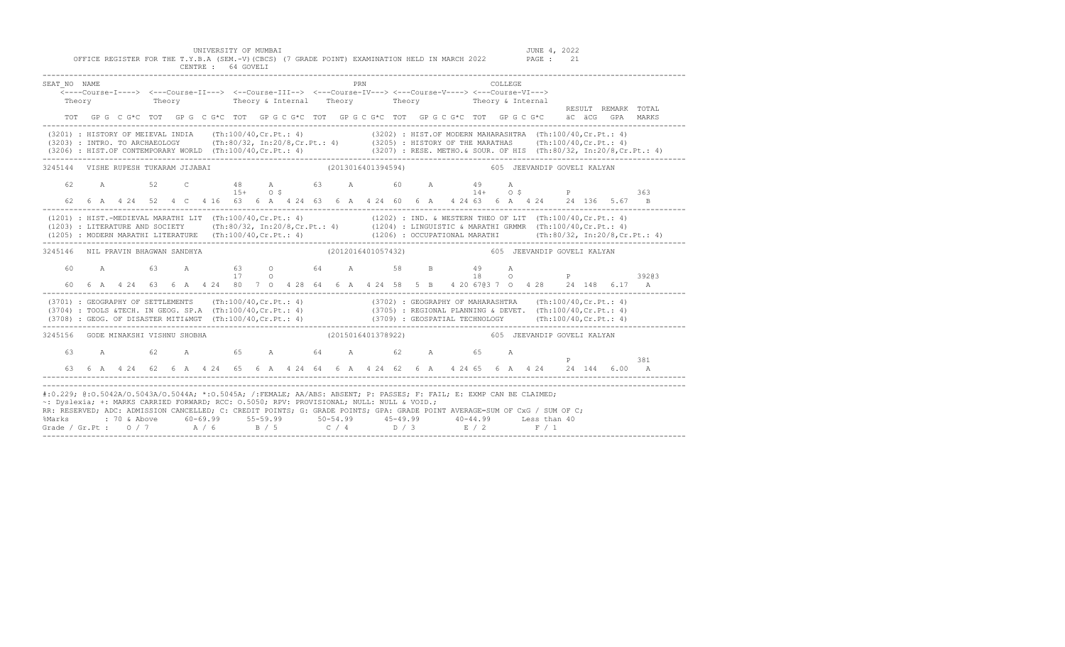UNIVERSITY OF MUMBAI

OFFICE REGISTER FOR THE T.Y.B.A (SEM.-V)(CBCS) (7 GRADE POINT) EXAMINATION HELD IN MARCH 2022

CENTRE : 64 GOVELI

JUNE 4, 2022

```
SEAT_NO  NAME                                                    PRN                              COLLEGE
   <----Course-I----> <---Course-II---> <--Course-III--> <---Course-IV---> <---Course-V----> <---Course-VI--->
   Theory             Theory           Theory & Internal   Theory           Theory           Theory & Internal
                                                                                                                  RESULT  REMARK  TOTAL
   TOT  GP G  C G*C  TOT  GP G  C G*C  TOT  GP G C G*C  TOT  GP G C G*C  TOT  GP G C G*C  TOT  GP G C G*C     äC  äCG   GPA   MARKS
```

(3201) : HISTORY OF MEIEVAL INDIA (Th:100/40,Cr.Pt.: 4) (3202) : HIST.OF MODERN MAHARASHTRA (Th:100/40,Cr.Pt.: 4)
(3203) : INTRO. TO ARCHAEOLOGY (Th:80/32, In:20/8,Cr.Pt.: 4) (3205) : HISTORY OF THE MARATHAS (Th:100/40,Cr.Pt.: 4)
(3206) : HIST.OF CONTEMPORARY WORLD (Th:100/40,Cr.Pt.: 4) (3207) : RESE. METHO.& SOUR. OF HIS (Th:80/32, In:20/8,Cr.Pt.: 4)

```
3245144  VISHE RUPESH TUKARAM JIJABAI                    (2013016401394594)               605  JEEVANDIP GOVELI KALYAN

    62     A        52     C        48     A        63     A        60     A        49     A
                                    15+    O $                                      14+    O $          P              363
    62  6  A  4 24  52  4  C  4 16  63  6  A  4 24  63  6  A  4 24  60  6  A  4 24 63  6  A  4 24    24  136  5.67   B
```

(1201) : HIST.-MEDIEVAL MARATHI LIT (Th:100/40,Cr.Pt.: 4) (1202) : IND. & WESTERN THEO OF LIT (Th:100/40,Cr.Pt.: 4)
(1203) : LITERATURE AND SOCIETY (Th:80/32, In:20/8,Cr.Pt.: 4) (1204) : LINGUISTIC & MARATHI GRMMR (Th:100/40,Cr.Pt.: 4)
(1205) : MODERN MARATHI LITERATURE (Th:100/40,Cr.Pt.: 4) (1206) : OCCUPATIONAL MARATHI (Th:80/32, In:20/8,Cr.Pt.: 4)

```
3245146  NIL PRAVIN BHAGWAN SANDHYA                      (2012016401057432)               605  JEEVANDIP GOVELI KALYAN

    60     A        63     A        63     O        64     A        58     B        49     A
                                    17     O                                        18     O            P              392@3
    60  6  A  4 24  63  6  A  4 24  80  7  O  4 28  64  6  A  4 24  58  5  B  4 20 67@3 7  O  4 28    24  148  6.17   A
```

(3701) : GEOGRAPHY OF SETTLEMENTS (Th:100/40,Cr.Pt.: 4) (3702) : GEOGRAPHY OF MAHARASHTRA (Th:100/40,Cr.Pt.: 4)
(3704) : TOOLS &TECH. IN GEOG. SP.A (Th:100/40,Cr.Pt.: 4) (3705) : REGIONAL PLANNING & DEVET. (Th:100/40,Cr.Pt.: 4)
(3708) : GEOG. OF DISASTER MITI&MGT (Th:100/40,Cr.Pt.: 4) (3709) : GEOSPATIAL TECHNOLOGY (Th:100/40,Cr.Pt.: 4)

```
3245156  GODE MINAKSHI VISHNU SHOBHA                     (2015016401378922)               605  JEEVANDIP GOVELI KALYAN

    63     A        62     A        65     A        64     A        62     A        65     A
                                                                                                        P              381
    63  6  A  4 24  62  6  A  4 24  65  6  A  4 24  64  6  A  4 24  62  6  A  4 24 65  6  A  4 24    24  144  6.00   A
```

#:O.229; @:O.5042A/O.5043A/O.5044A; *:O.5045A; /:FEMALE; AA/ABS: ABSENT; P: PASSES; F: FAIL; E: EXMP CAN BE CLAIMED;
~: Dyslexia; +: MARKS CARRIED FORWARD; RCC: O.5050; RPV: PROVISIONAL; NULL: NULL & VOID.;
RR: RESERVED; ADC: ADMISSION CANCELLED; C: CREDIT POINTS; G: GRADE POINTS; GPA: GRADE POINT AVERAGE=SUM OF CxG / SUM OF C;

| %Marks | : 70 & Above | 60-69.99 | 55-59.99 | 50-54.99 | 45-49.99 | 40-44.99 | Less than 40 |
|---|---|---|---|---|---|---|---|
| Grade / Gr.Pt : | O / 7 | A / 6 | B / 5 | C / 4 | D / 3 | E / 2 | F / 1 |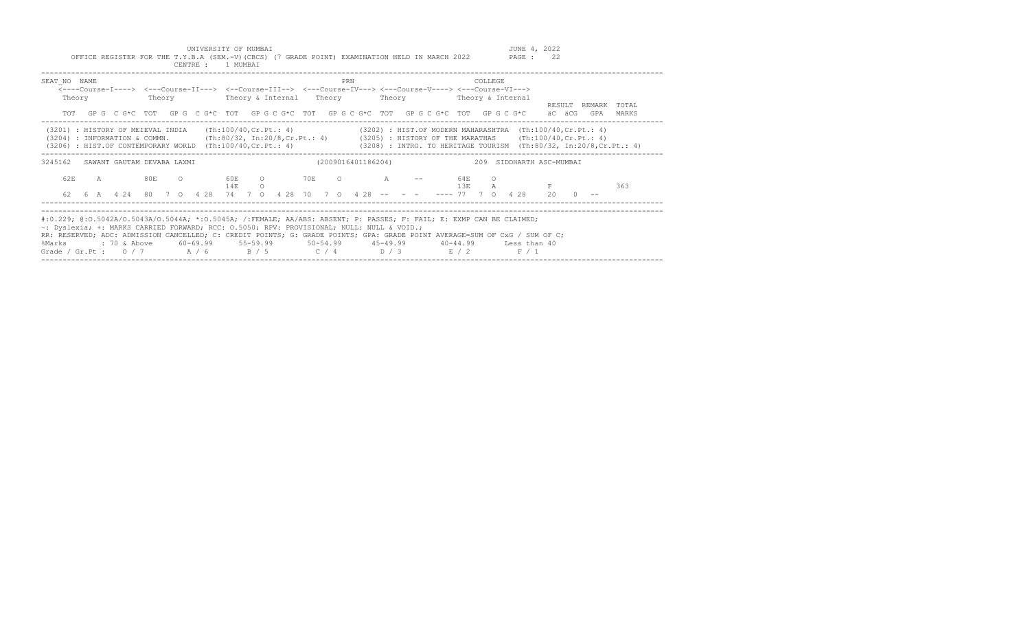UNIVERSITY OF MUMBAI

OFFICE REGISTER FOR THE T.Y.B.A (SEM.-V)(CBCS) (7 GRADE POINT) EXAMINATION HELD IN MARCH 2022

CENTRE : 1 MUMBAI

JUNE 4, 2022

PAGE : 22

```
SEAT_NO  NAME                                                  PRN                                  COLLEGE
    <----Course-I----> <---Course-II---> <--Course-III--> <---Course-IV---> <---Course-V----> <---Course-VI--->
     Theory             Theory           Theory & Internal   Theory         Theory            Theory & Internal
                                                                                                                  RESULT  REMARK  TOTAL
     TOT  GP G  C G*C  TOT  GP G  C G*C  TOT  GP G C G*C  TOT  GP G C G*C  TOT  GP G C G*C  TOT  GP G C G*C     äC  äCG  GPA   MARKS

 (3201) : HISTORY OF MEIEVAL INDIA    (Th:100/40,Cr.Pt.: 4)              (3202) : HIST.OF MODERN MAHARASHTRA  (Th:100/40,Cr.Pt.: 4)
 (3204) : INFORMATION & COMMN.        (Th:80/32, In:20/8,Cr.Pt.: 4)      (3205) : HISTORY OF THE MARATHAS     (Th:100/40,Cr.Pt.: 4)
 (3206) : HIST.OF CONTEMPORARY WORLD  (Th:100/40,Cr.Pt.: 4)              (3208) : INTRO. TO HERITAGE TOURISM  (Th:80/32, In:20/8,Cr.Pt.: 4)

3245162   SAWANT GAUTAM DEVABA LAXMI                          (2009016401186204)                  209  SIDDHARTH ASC-MUMBAI

    62E     A         80E     O         60E     O        70E     O         A      --        64E     O
                                        14E     O                                           13E     A                F               363
    62  6  A   4 24   80   7  O   4 28  74   7  O  4 28  70   7  O  4 28  --   -  -    ---- 77   7  O  4 28    20    0  --
```

#:0.229; @:O.5042A/O.5043A/O.5044A; *:O.5045A; /:FEMALE; AA/ABS: ABSENT; P: PASSES; F: FAIL; E: EXMP CAN BE CLAIMED;
~: Dyslexia; +: MARKS CARRIED FORWARD; RCC: O.5050; RPV: PROVISIONAL; NULL: NULL & VOID.;
RR: RESERVED; ADC: ADMISSION CANCELLED; C: CREDIT POINTS; G: GRADE POINTS; GPA: GRADE POINT AVERAGE=SUM OF CxG / SUM OF C;

| %Marks | : 70 & Above | 60-69.99 | 55-59.99 | 50-54.99 | 45-49.99 | 40-44.99 | Less than 40 |
|---|---|---|---|---|---|---|---|
| Grade / Gr.Pt : | O / 7 | A / 6 | B / 5 | C / 4 | D / 3 | E / 2 | F / 1 |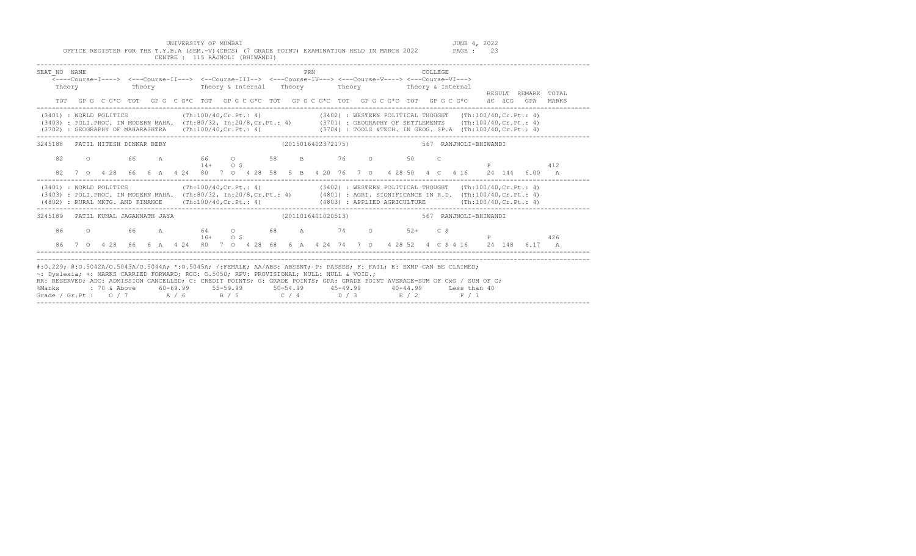UNIVERSITY OF MUMBAI

OFFICE REGISTER FOR THE T.Y.B.A (SEM.-V)(CBCS) (7 GRADE POINT) EXAMINATION HELD IN MARCH 2022

CENTRE : 115 RAJNOLI (BHIWANDI)

JUNE 4, 2022

```
SEAT_NO  NAME                                                      PRN                                  COLLEGE
   <----Course-I----> <---Course-II---> <--Course-III--> <---Course-IV---> <---Course-V----> <---Course-VI--->
   Theory             Theory            Theory & Internal   Theory          Theory           Theory & Internal
                                                                                                                   RESULT  REMARK  TOTAL
   TOT  GP G  C G*C  TOT  GP G  C G*C  TOT  GP G C G*C  TOT  GP G C G*C  TOT  GP G C G*C  TOT  GP G C G*C     äC  äCG   GPA   MARKS
-------------------------------------------------------------------------------------------------------------------------------------------
 (3401) : WORLD POLITICS          (Th:100/40,Cr.Pt.: 4)              (3402) : WESTERN POLITICAL THOUGHT   (Th:100/40,Cr.Pt.: 4)
 (3403) : POLI.PROC. IN MODERN MAHA.  (Th:80/32, In:20/8,Cr.Pt.: 4)  (3701) : GEOGRAPHY OF SETTLEMENTS    (Th:100/40,Cr.Pt.: 4)
 (3702) : GEOGRAPHY OF MAHARASHTRA    (Th:100/40,Cr.Pt.: 4)          (3704) : TOOLS &TECH. IN GEOG. SP.A  (Th:100/40,Cr.Pt.: 4)
-------------------------------------------------------------------------------------------------------------------------------------------
3245188   PATIL HITESH DINKAR BEBY                           (2015016402372175)                  567  RANJNOLI-BHIWANDI

    82     O          66     A         66     O        58     B        76     O        50     C
                                       14+    O $                                                                  P                  412
    82  7 O  4 28   66  6 A  4 24   80  7 O  4 28  58  5 B  4 20  76  7 O  4 28  50  4 C  4 16     24  144  6.00   A
-------------------------------------------------------------------------------------------------------------------------------------------
 (3401) : WORLD POLITICS          (Th:100/40,Cr.Pt.: 4)              (3402) : WESTERN POLITICAL THOUGHT   (Th:100/40,Cr.Pt.: 4)
 (3403) : POLI.PROC. IN MODERN MAHA.  (Th:80/32, In:20/8,Cr.Pt.: 4)  (4801) : AGRI. SIGNIFICANCE IN R.D. (Th:100/40,Cr.Pt.: 4)
 (4802) : RURAL MKTG. AND FINANCE     (Th:100/40,Cr.Pt.: 4)          (4803) : APPLIED AGRICULTURE         (Th:100/40,Cr.Pt.: 4)
-------------------------------------------------------------------------------------------------------------------------------------------
3245189   PATIL KUNAL JAGANNATH JAYA                         (2011016401020513)                  567  RANJNOLI-BHIWANDI

    86     O          66     A         64     O        68     A        74     O        52+    C $
                                       16+    O $                                                                  P                  426
    86  7 O  4 28   66  6 A  4 24   80  7 O  4 28  68  6 A  4 24  74  7 O  4 28  52  4 C $ 4 16   24  148  6.17   A
-------------------------------------------------------------------------------------------------------------------------------------------
#:0.229; @:O.5042A/O.5043A/O.5044A; *:O.5045A; /:FEMALE; AA/ABS: ABSENT; P: PASSES; F: FAIL; E: EXMP CAN BE CLAIMED;
~: Dyslexia; +: MARKS CARRIED FORWARD; RCC: O.5050; RPV: PROVISIONAL; NULL: NULL & VOID.;
RR: RESERVED; ADC: ADMISSION CANCELLED; C: CREDIT POINTS; G: GRADE POINTS; GPA: GRADE POINT AVERAGE=SUM OF CxG / SUM OF C;
%Marks      : 70 & Above    60-69.99     55-59.99      50-54.99      45-49.99      40-44.99      Less than 40
Grade / Gr.Pt :  O / 7       A / 6        B / 5         C / 4         D / 3         E / 2          F / 1
```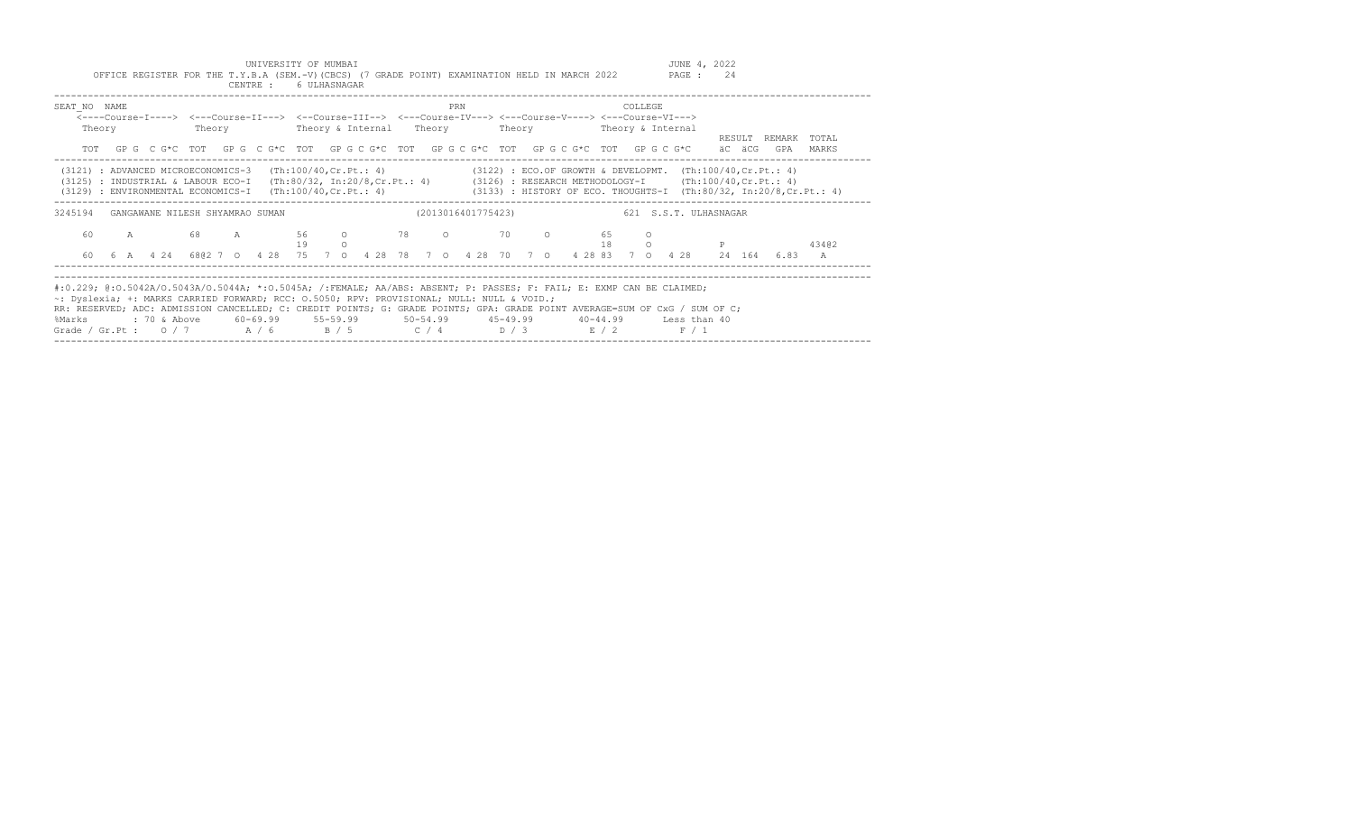UNIVERSITY OF MUMBAI

OFFICE REGISTER FOR THE T.Y.B.A (SEM.-V)(CBCS) (7 GRADE POINT) EXAMINATION HELD IN MARCH 2022

JUNE 4, 2022

CENTRE : 6 ULHASNAGAR

```
SEAT_NO  NAME                                                   PRN                              COLLEGE
    <----Course-I----> <---Course-II---> <--Course-III--> <---Course-IV---> <---Course-V----> <---Course-VI--->
    Theory            Theory            Theory & Internal   Theory           Theory           Theory & Internal
                                                                                                                  RESULT  REMARK  TOTAL
    TOT  GP G  C G*C  TOT  GP G  C G*C  TOT  GP G C G*C  TOT  GP G C G*C  TOT  GP G C G*C  TOT  GP G C G*C     äC  äCG   GPA   MARKS
```

(3121) : ADVANCED MICROECONOMICS-3 (Th:100/40,Cr.Pt.: 4)
(3122) : ECO.OF GROWTH & DEVELOPMT. (Th:100/40,Cr.Pt.: 4)
(3125) : INDUSTRIAL & LABOUR ECO-I (Th:80/32, In:20/8,Cr.Pt.: 4)
(3126) : RESEARCH METHODOLOGY-I (Th:100/40,Cr.Pt.: 4)
(3129) : ENVIRONMENTAL ECONOMICS-I (Th:100/40,Cr.Pt.: 4)
(3133) : HISTORY OF ECO. THOUGHTS-I (Th:80/32, In:20/8,Cr.Pt.: 4)

```
3245194  GANGAWANE NILESH SHYAMRAO SUMAN                 (2013016401775423)                 621 S.S.T. ULHASNAGAR

    60      A        68      A        56     O        78     O        70     O        65     O
                                      19     O                                        18     O            P                  434@2
    60  6 A  4 24   68@2 7 O  4 28   75  7 O  4 28  78  7 O  4 28  70  7 O  4 28  83  7 O  4 28    24  164   6.83   A
```

#:O.229; @:O.5042A/O.5043A/O.5044A; *:O.5045A; /:FEMALE; AA/ABS: ABSENT; P: PASSES; F: FAIL; E: EXMP CAN BE CLAIMED;
~: Dyslexia; +: MARKS CARRIED FORWARD; RCC: O.5050; RPV: PROVISIONAL; NULL: NULL & VOID.;
RR: RESERVED; ADC: ADMISSION CANCELLED; C: CREDIT POINTS; G: GRADE POINTS; GPA: GRADE POINT AVERAGE=SUM OF CxG / SUM OF C;

| %Marks | : 70 & Above | 60-69.99 | 55-59.99 | 50-54.99 | 45-49.99 | 40-44.99 | Less than 40 |
|---|---|---|---|---|---|---|---|
| Grade / Gr.Pt : | O / 7 | A / 6 | B / 5 | C / 4 | D / 3 | E / 2 | F / 1 |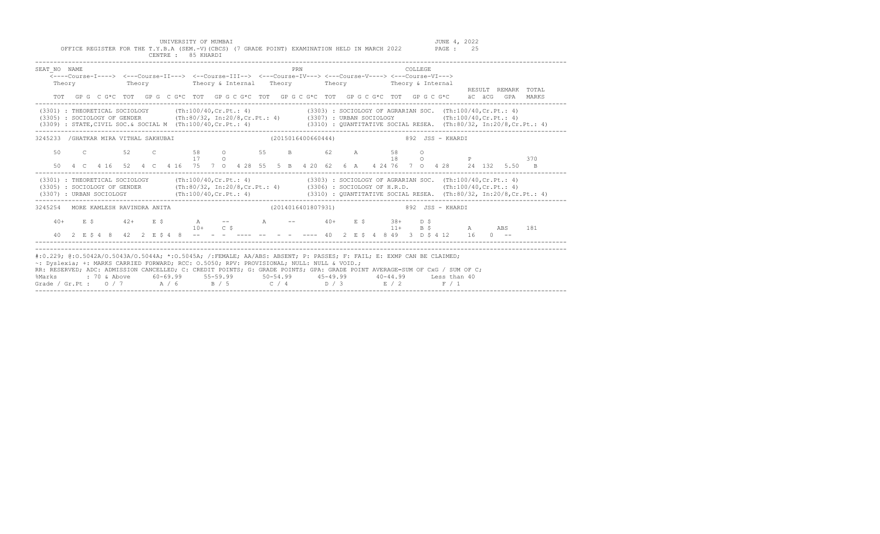UNIVERSITY OF MUMBAI

OFFICE REGISTER FOR THE T.Y.B.A (SEM.-V)(CBCS) (7 GRADE POINT) EXAMINATION HELD IN MARCH 2022

CENTRE : 85 KHARDI

JUNE 4, 2022

```
SEAT_NO  NAME                                                    PRN                                   COLLEGE
   <----Course-I----> <---Course-II---> <--Course-III--> <---Course-IV---> <---Course-V----> <---Course-VI--->
   Theory             Theory            Theory & Internal   Theory           Theory           Theory & Internal
                                                                                                                  RESULT  REMARK  TOTAL
   TOT  GP G  C G*C  TOT  GP G  C G*C  TOT  GP G C G*C  TOT  GP G C G*C  TOT  GP G C G*C  TOT  GP G C G*C   äC  äCG   GPA   MARKS
-------------------------------------------------------------------------------------------------------------------------------------------
 (3301) : THEORETICAL SOCIOLOGY       (Th:100/40,Cr.Pt.: 4)              (3303) : SOCIOLOGY OF AGRARIAN SOC.  (Th:100/40,Cr.Pt.: 4)
 (3305) : SOCIOLOGY OF GENDER         (Th:80/32, In:20/8,Cr.Pt.: 4)      (3307) : URBAN SOCIOLOGY             (Th:100/40,Cr.Pt.: 4)
 (3309) : STATE,CIVIL SOC.& SOCIAL M  (Th:100/40,Cr.Pt.: 4)              (3310) : QUANTITATIVE SOCIAL RESEA.  (Th:80/32, In:20/8,Cr.Pt.: 4)
-------------------------------------------------------------------------------------------------------------------------------------------
3245233  /GHATKAR MIRA VITHAL SAKHUBAI                          (2015016400660444)                   892  JSS - KHARDI

    50     C         52     C         58     O        55     B        62     A        58     O
                                      17     O                                         18     O                 P                 370
    50  4  C  4 16   52  4  C  4 16   75  7  O  4 28  55  5  B  4 20  62  6  A  4 24  76  7  O  4 28    24  132   5.50   B
-------------------------------------------------------------------------------------------------------------------------------------------
 (3301) : THEORETICAL SOCIOLOGY       (Th:100/40,Cr.Pt.: 4)              (3303) : SOCIOLOGY OF AGRARIAN SOC.  (Th:100/40,Cr.Pt.: 4)
 (3305) : SOCIOLOGY OF GENDER         (Th:80/32, In:20/8,Cr.Pt.: 4)      (3306) : SOCIOLOGY OF H.R.D.         (Th:100/40,Cr.Pt.: 4)
 (3307) : URBAN SOCIOLOGY             (Th:100/40,Cr.Pt.: 4)              (3310) : QUANTITATIVE SOCIAL RESEA.  (Th:80/32, In:20/8,Cr.Pt.: 4)
-------------------------------------------------------------------------------------------------------------------------------------------
3245254   MORE KAMLESH RAVINDRA ANITA                           (2014016401807931)                   892  JSS - KHARDI

    40+    E $       42+    E $       A      --       A      --       40+    E $      38+    D $
                                      10+    C $                                       11+    B $               A       ABS     181
    40  2  E $ 4  8  42  2  E $ 4  8  --  -  -  ----  --  -  -  ----  40  2  E $ 4  8  49  3  D $ 4 12    16   0   --
-------------------------------------------------------------------------------------------------------------------------------------------
#:O.229; @:O.5042A/O.5043A/O.5044A; *:O.5045A; /:FEMALE; AA/ABS: ABSENT; P: PASSES; F: FAIL; E: EXMP CAN BE CLAIMED;
~: Dyslexia; +: MARKS CARRIED FORWARD; RCC: O.5050; RPV: PROVISIONAL; NULL: NULL & VOID.;
RR: RESERVED; ADC: ADMISSION CANCELLED; C: CREDIT POINTS; G: GRADE POINTS; GPA: GRADE POINT AVERAGE=SUM OF CxG / SUM OF C;
%Marks        : 70 & Above    60-69.99     55-59.99      50-54.99      45-49.99      40-44.99       Less than 40
Grade / Gr.Pt :   O / 7        A / 6        B / 5         C / 4         D / 3         E / 2          F / 1
```